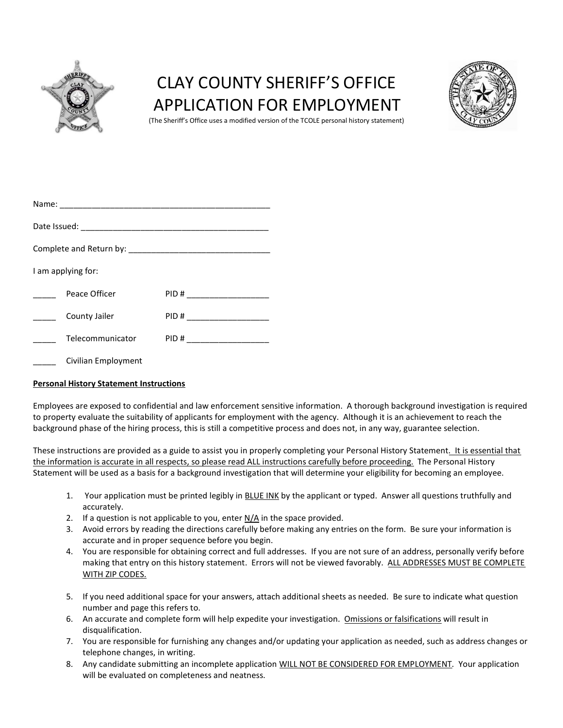# CLAY COUNTY SHERIFF'S OFFICE APPLICATION FOR EMPLOYMENT

(The Sheriff's Office uses a modified version of the TCOLE personal history statement)

Name: _______________________________________________

Date Issued: __________________________________________

Complete and Return by: _______________________________

I am applying for:

_____ Peace Officer PID # __________________

_____ County Jailer PID # __________________

_____ Telecommunicator PID # __________________

_____ Civilian Employment

**Personal History Statement Instructions**

Employees are exposed to confidential and law enforcement sensitive information. A thorough background investigation is required to property evaluate the suitability of applicants for employment with the agency. Although it is an achievement to reach the background phase of the hiring process, this is still a competitive process and does not, in any way, guarantee selection.

These instructions are provided as a guide to assist you in properly completing your Personal History Statement. It is essential that the information is accurate in all respects, so please read ALL instructions carefully before proceeding. The Personal History Statement will be used as a basis for a background investigation that will determine your eligibility for becoming an employee.

1. Your application must be printed legibly in BLUE INK by the applicant or typed. Answer all questions truthfully and accurately.
2. If a question is not applicable to you, enter N/A in the space provided.
3. Avoid errors by reading the directions carefully before making any entries on the form. Be sure your information is accurate and in proper sequence before you begin.
4. You are responsible for obtaining correct and full addresses. If you are not sure of an address, personally verify before making that entry on this history statement. Errors will not be viewed favorably. ALL ADDRESSES MUST BE COMPLETE WITH ZIP CODES.
5. If you need additional space for your answers, attach additional sheets as needed. Be sure to indicate what question number and page this refers to.
6. An accurate and complete form will help expedite your investigation. Omissions or falsifications will result in disqualification.
7. You are responsible for furnishing any changes and/or updating your application as needed, such as address changes or telephone changes, in writing.
8. Any candidate submitting an incomplete application WILL NOT BE CONSIDERED FOR EMPLOYMENT. Your application will be evaluated on completeness and neatness.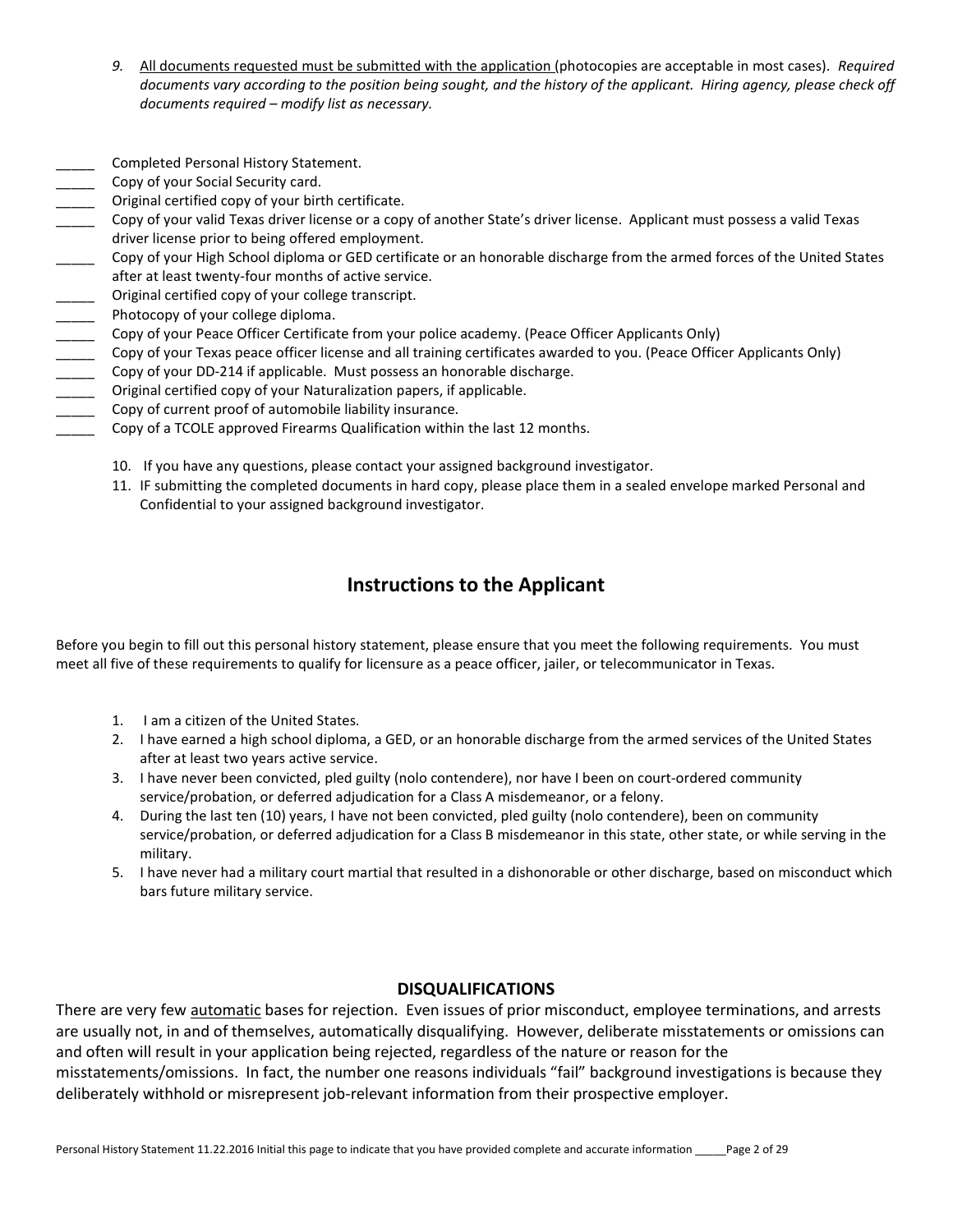9. All documents requested must be submitted with the application (photocopies are acceptable in most cases). *Required documents vary according to the position being sought, and the history of the applicant. Hiring agency, please check off documents required – modify list as necessary.*

_____ Completed Personal History Statement.
_____ Copy of your Social Security card.
_____ Original certified copy of your birth certificate.
_____ Copy of your valid Texas driver license or a copy of another State's driver license. Applicant must possess a valid Texas driver license prior to being offered employment.
_____ Copy of your High School diploma or GED certificate or an honorable discharge from the armed forces of the United States after at least twenty-four months of active service.
_____ Original certified copy of your college transcript.
_____ Photocopy of your college diploma.
_____ Copy of your Peace Officer Certificate from your police academy. (Peace Officer Applicants Only)
_____ Copy of your Texas peace officer license and all training certificates awarded to you. (Peace Officer Applicants Only)
_____ Copy of your DD-214 if applicable. Must possess an honorable discharge.
_____ Original certified copy of your Naturalization papers, if applicable.
_____ Copy of current proof of automobile liability insurance.
_____ Copy of a TCOLE approved Firearms Qualification within the last 12 months.

10. If you have any questions, please contact your assigned background investigator.
11. IF submitting the completed documents in hard copy, please place them in a sealed envelope marked Personal and Confidential to your assigned background investigator.

## Instructions to the Applicant

Before you begin to fill out this personal history statement, please ensure that you meet the following requirements. You must meet all five of these requirements to qualify for licensure as a peace officer, jailer, or telecommunicator in Texas.

1. I am a citizen of the United States.
2. I have earned a high school diploma, a GED, or an honorable discharge from the armed services of the United States after at least two years active service.
3. I have never been convicted, pled guilty (nolo contendere), nor have I been on court-ordered community service/probation, or deferred adjudication for a Class A misdemeanor, or a felony.
4. During the last ten (10) years, I have not been convicted, pled guilty (nolo contendere), been on community service/probation, or deferred adjudication for a Class B misdemeanor in this state, other state, or while serving in the military.
5. I have never had a military court martial that resulted in a dishonorable or other discharge, based on misconduct which bars future military service.

### DISQUALIFICATIONS

There are very few automatic bases for rejection. Even issues of prior misconduct, employee terminations, and arrests are usually not, in and of themselves, automatically disqualifying. However, deliberate misstatements or omissions can and often will result in your application being rejected, regardless of the nature or reason for the misstatements/omissions. In fact, the number one reasons individuals "fail" background investigations is because they deliberately withhold or misrepresent job-relevant information from their prospective employer.

Personal History Statement 11.22.2016 Initial this page to indicate that you have provided complete and accurate information _____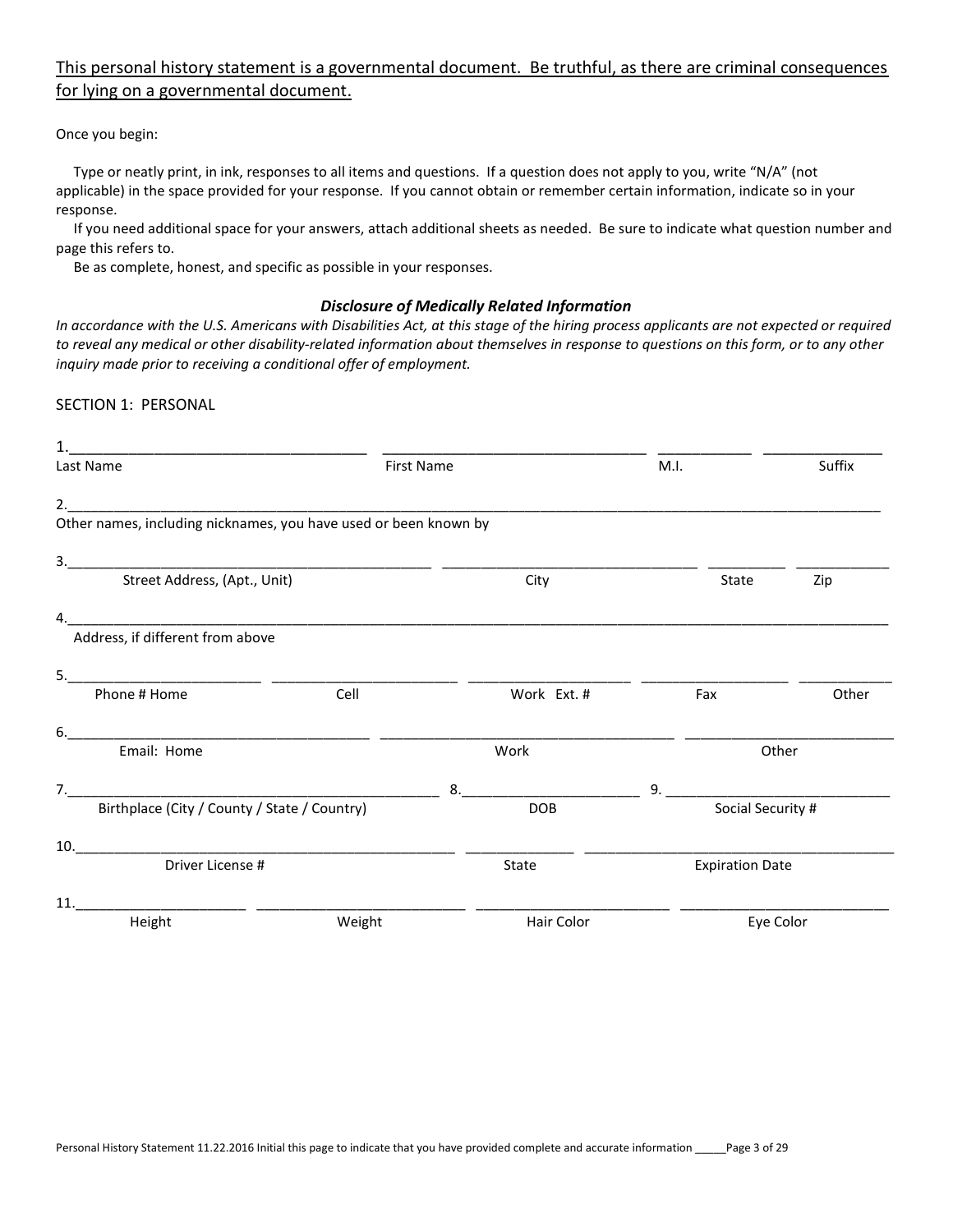<u>This personal history statement is a governmental document. Be truthful, as there are criminal consequences for lying on a governmental document.</u>

Once you begin:

Type or neatly print, in ink, responses to all items and questions. If a question does not apply to you, write "N/A" (not applicable) in the space provided for your response. If you cannot obtain or remember certain information, indicate so in your response.

If you need additional space for your answers, attach additional sheets as needed. Be sure to indicate what question number and page this refers to.

Be as complete, honest, and specific as possible in your responses.

### *Disclosure of Medically Related Information*

*In accordance with the U.S. Americans with Disabilities Act, at this stage of the hiring process applicants are not expected or required to reveal any medical or other disability-related information about themselves in response to questions on this form, or to any other inquiry made prior to receiving a conditional offer of employment.*

SECTION 1: PERSONAL

1.\_\_\_\_\_\_\_\_\_\_\_\_\_\_\_\_\_\_\_\_ \_\_\_\_\_\_\_\_\_\_\_\_\_\_\_\_\_\_\_\_ \_\_\_\_\_\_\_\_ \_\_\_\_\_\_\_\_
Last Name First Name M.I. Suffix

2.\_\_\_\_\_\_\_\_\_\_\_\_\_\_\_\_\_\_\_\_\_\_\_\_\_\_\_\_\_\_\_\_\_\_\_\_\_\_\_\_\_\_\_\_\_\_\_\_\_\_\_\_\_\_\_\_
Other names, including nicknames, you have used or been known by

3.\_\_\_\_\_\_\_\_\_\_\_\_\_\_\_\_\_\_\_\_\_\_\_\_ \_\_\_\_\_\_\_\_\_\_\_\_\_\_\_\_\_\_\_\_ \_\_\_\_\_\_\_\_ \_\_\_\_\_\_\_\_
Street Address, (Apt., Unit) City State Zip

4.\_\_\_\_\_\_\_\_\_\_\_\_\_\_\_\_\_\_\_\_\_\_\_\_\_\_\_\_\_\_\_\_\_\_\_\_\_\_\_\_\_\_\_\_\_\_\_\_\_\_\_\_\_\_\_\_
Address, if different from above

5.\_\_\_\_\_\_\_\_\_\_\_\_\_\_\_\_ \_\_\_\_\_\_\_\_\_\_\_\_\_\_\_\_ \_\_\_\_\_\_\_\_\_\_\_\_\_\_\_\_ \_\_\_\_\_\_\_\_\_\_\_\_\_\_ \_\_\_\_\_\_\_\_
Phone # Home Cell Work Ext. # Fax Other

6.\_\_\_\_\_\_\_\_\_\_\_\_\_\_\_\_\_\_\_\_ \_\_\_\_\_\_\_\_\_\_\_\_\_\_\_\_\_\_\_\_ \_\_\_\_\_\_\_\_\_\_\_\_\_\_\_\_\_\_\_\_
Email: Home Work Other

7.\_\_\_\_\_\_\_\_\_\_\_\_\_\_\_\_\_\_\_\_\_\_\_\_ 8.\_\_\_\_\_\_\_\_\_\_\_\_\_\_\_\_ 9. \_\_\_\_\_\_\_\_\_\_\_\_\_\_\_\_\_\_\_\_
Birthplace (City / County / State / Country) DOB Social Security #

10.\_\_\_\_\_\_\_\_\_\_\_\_\_\_\_\_\_\_\_\_\_\_\_\_ \_\_\_\_\_\_\_\_\_\_ \_\_\_\_\_\_\_\_\_\_\_\_\_\_\_\_\_\_\_\_
Driver License # State Expiration Date

11.\_\_\_\_\_\_\_\_\_\_\_\_\_\_ \_\_\_\_\_\_\_\_\_\_\_\_\_\_\_\_ \_\_\_\_\_\_\_\_\_\_\_\_\_\_\_\_ \_\_\_\_\_\_\_\_\_\_\_\_\_\_\_\_
Height Weight Hair Color Eye Color

Personal History Statement 11.22.2016 Initial this page to indicate that you have provided complete and accurate information \_\_\_\_\_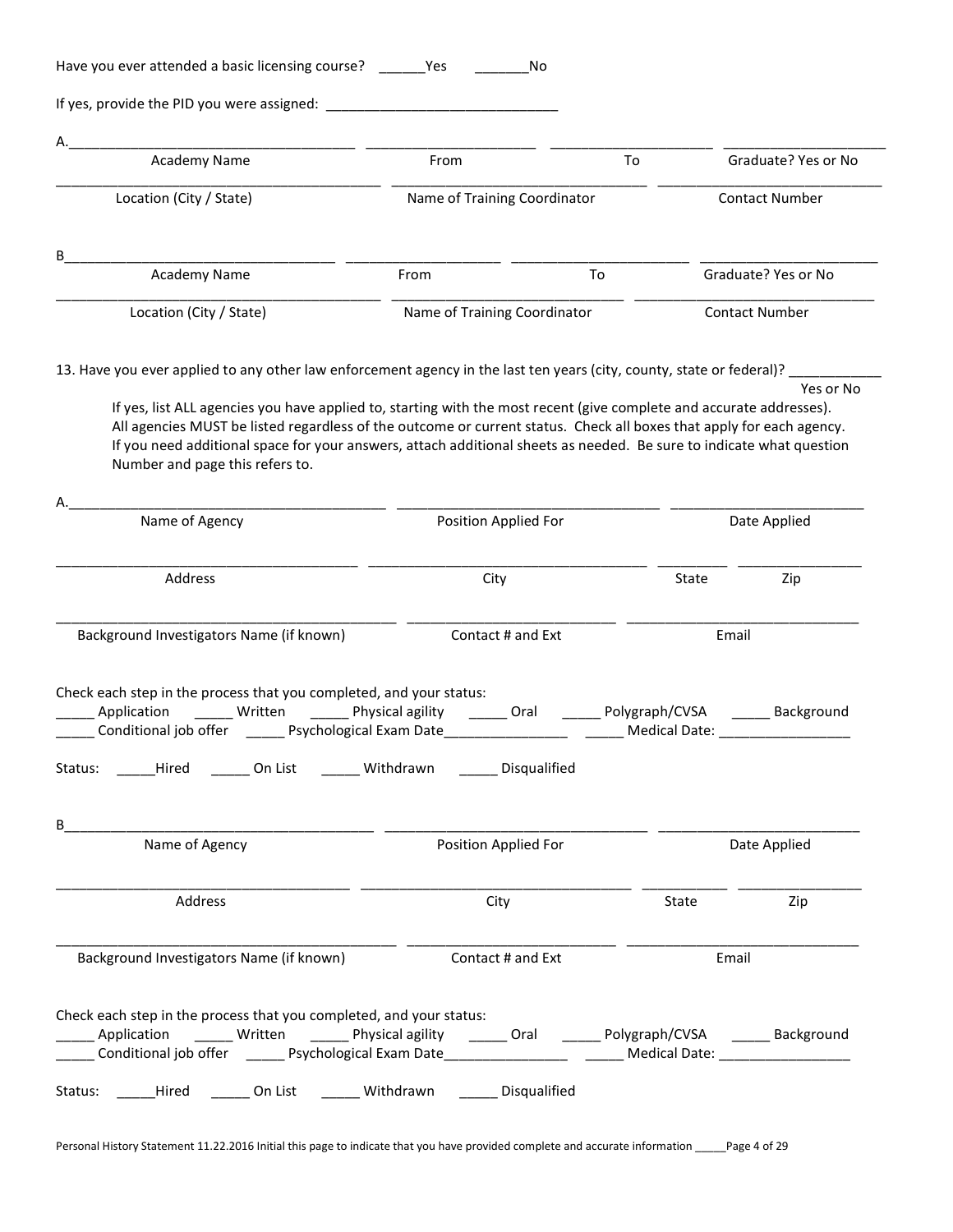Have you ever attended a basic licensing course? ______Yes _______No

If yes, provide the PID you were assigned: ______________________________

A.____________________________________ _____________________ _____________________ _____________________

Academy Name | From | To | Graduate? Yes or No

________________________________________ ________________________________ ____________________________

Location (City / State) | Name of Training Coordinator | Contact Number

B__________________________________ ___________________ ______________________ _______________________

Academy Name | From | To | Graduate? Yes or No

________________________________________ ______________________________ ______________________________

Location (City / State) | Name of Training Coordinator | Contact Number

13. Have you ever applied to any other law enforcement agency in the last ten years (city, county, state or federal)? ____________ Yes or No

If yes, list ALL agencies you have applied to, starting with the most recent (give complete and accurate addresses). All agencies MUST be listed regardless of the outcome or current status. Check all boxes that apply for each agency. If you need additional space for your answers, attach additional sheets as needed. Be sure to indicate what question Number and page this refers to.

A.________________________________________ _________________________________ ________________________

Name of Agency | Position Applied For | Date Applied

_______________________________________ ___________________________________ ________ ________________

Address | City | State | Zip

____________________________________________ __________________________ ______________________________

Background Investigators Name (if known) | Contact # and Ext | Email

Check each step in the process that you completed, and your status:

_____ Application _____ Written _____ Physical agility _____ Oral _____ Polygraph/CVSA _____ Background
_____ Conditional job offer _____ Psychological Exam Date________________ _____ Medical Date: _________________

Status: _____Hired _____ On List _____ Withdrawn _____ Disqualified

B_______________________________________ _________________________________ _________________________

Name of Agency | Position Applied For | Date Applied

_______________________________________ __________________________________ __________ ________________

Address | City | State | Zip

____________________________________________ __________________________ ______________________________

Background Investigators Name (if known) | Contact # and Ext | Email

Check each step in the process that you completed, and your status:

_____ Application _____ Written _____ Physical agility _____ Oral _____ Polygraph/CVSA _____ Background
_____ Conditional job offer _____ Psychological Exam Date________________ _____ Medical Date: _________________

Status: _____Hired _____ On List _____ Withdrawn _____ Disqualified

Personal History Statement 11.22.2016 Initial this page to indicate that you have provided complete and accurate information _____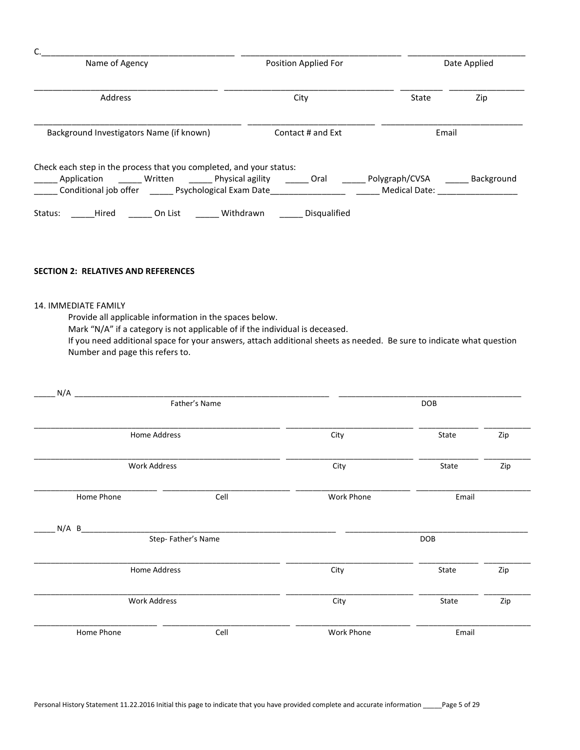C.\_\_\_\_\_\_\_\_\_\_\_\_\_\_\_\_\_\_\_\_\_\_\_\_\_\_\_\_\_\_\_\_\_\_\_\_\_\_\_\_ \_\_\_\_\_\_\_\_\_\_\_\_\_\_\_\_\_\_\_\_\_\_\_\_\_\_\_\_\_\_\_\_\_\_ \_\_\_\_\_\_\_\_\_\_\_\_\_\_\_\_\_\_\_\_\_\_\_\_\_

Name of Agency | Position Applied For | Date Applied

\_\_\_\_\_\_\_\_\_\_\_\_\_\_\_\_\_\_\_\_\_\_\_\_\_\_\_\_\_\_\_\_\_\_\_\_\_\_\_\_ \_\_\_\_\_\_\_\_\_\_\_\_\_\_\_\_\_\_\_\_\_\_\_\_\_\_\_\_\_\_\_\_\_\_\_\_ \_\_\_\_\_\_\_\_\_ \_\_\_\_\_\_\_\_\_\_\_\_\_\_\_\_

Address | City | State | Zip

\_\_\_\_\_\_\_\_\_\_\_\_\_\_\_\_\_\_\_\_\_\_\_\_\_\_\_\_\_\_\_\_\_\_\_\_\_\_\_\_\_\_\_\_ \_\_\_\_\_\_\_\_\_\_\_\_\_\_\_\_\_\_\_\_\_\_\_\_\_\_\_ \_\_\_\_\_\_\_\_\_\_\_\_\_\_\_\_\_\_\_\_\_\_\_\_\_\_\_\_\_\_

Background Investigators Name (if known) | Contact # and Ext | Email

Check each step in the process that you completed, and your status:

\_\_\_\_\_ Application \_\_\_\_\_ Written \_\_\_\_\_ Physical agility \_\_\_\_\_ Oral \_\_\_\_\_ Polygraph/CVSA \_\_\_\_\_ Background

\_\_\_\_\_ Conditional job offer \_\_\_\_\_ Psychological Exam Date\_\_\_\_\_\_\_\_\_\_\_\_\_\_\_\_ \_\_\_\_\_ Medical Date: \_\_\_\_\_\_\_\_\_\_\_\_\_\_\_\_\_

Status: \_\_\_\_\_Hired \_\_\_\_\_ On List \_\_\_\_\_ Withdrawn \_\_\_\_\_ Disqualified

**SECTION 2: RELATIVES AND REFERENCES**

14. IMMEDIATE FAMILY

Provide all applicable information in the spaces below.
Mark "N/A" if a category is not applicable of if the individual is deceased.
If you need additional space for your answers, attach additional sheets as needed. Be sure to indicate what question Number and page this refers to.

\_\_\_\_\_ N/A \_\_\_\_\_\_\_\_\_\_\_\_\_\_\_\_\_\_\_\_\_\_\_\_\_\_\_\_\_\_\_\_\_\_\_\_\_\_\_\_\_\_\_\_\_\_\_\_\_\_\_\_\_\_\_\_\_\_\_ \_\_\_\_\_\_\_\_\_\_\_\_\_\_\_\_\_\_\_\_\_\_\_\_\_\_\_\_\_\_\_\_\_\_\_\_\_\_\_\_\_\_

Father's Name | DOB

\_\_\_\_\_\_\_\_\_\_\_\_\_\_\_\_\_\_\_\_\_\_\_\_\_\_\_\_\_\_\_\_\_\_\_\_\_\_\_\_\_\_\_\_\_\_\_\_\_\_\_\_\_\_\_\_ \_\_\_\_\_\_\_\_\_\_\_\_\_\_\_\_\_\_\_\_\_\_\_\_\_\_\_\_\_\_ \_\_\_\_\_\_\_\_\_\_\_\_\_\_ \_\_\_\_\_\_\_\_\_\_\_

Home Address | City | State | Zip

\_\_\_\_\_\_\_\_\_\_\_\_\_\_\_\_\_\_\_\_\_\_\_\_\_\_\_\_\_\_\_\_\_\_\_\_\_\_\_\_\_\_\_\_\_\_\_\_\_\_\_\_\_\_\_\_ \_\_\_\_\_\_\_\_\_\_\_\_\_\_\_\_\_\_\_\_\_\_\_\_\_\_\_\_\_\_ \_\_\_\_\_\_\_\_\_\_\_\_\_\_ \_\_\_\_\_\_\_\_\_\_\_

Work Address | City | State | Zip

\_\_\_\_\_\_\_\_\_\_\_\_\_\_\_\_\_\_\_\_\_\_\_\_\_\_\_\_\_ \_\_\_\_\_\_\_\_\_\_\_\_\_\_\_\_\_\_\_\_\_\_\_\_\_\_\_\_\_\_ \_\_\_\_\_\_\_\_\_\_\_\_\_\_\_\_\_\_\_\_\_\_\_\_\_\_ \_\_\_\_\_\_\_\_\_\_\_\_\_\_\_\_\_\_\_\_\_\_\_\_\_\_\_

Home Phone | Cell | Work Phone | Email

\_\_\_\_\_ N/A B\_\_\_\_\_\_\_\_\_\_\_\_\_\_\_\_\_\_\_\_\_\_\_\_\_\_\_\_\_\_\_\_\_\_\_\_\_\_\_\_\_\_\_\_\_\_\_\_\_\_\_\_\_\_\_\_\_\_\_ \_\_\_\_\_\_\_\_\_\_\_\_\_\_\_\_\_\_\_\_\_\_\_\_\_\_\_\_\_\_\_\_\_\_\_\_\_\_\_\_\_\_

Step- Father's Name | DOB

\_\_\_\_\_\_\_\_\_\_\_\_\_\_\_\_\_\_\_\_\_\_\_\_\_\_\_\_\_\_\_\_\_\_\_\_\_\_\_\_\_\_\_\_\_\_\_\_\_\_\_\_\_\_\_\_ \_\_\_\_\_\_\_\_\_\_\_\_\_\_\_\_\_\_\_\_\_\_\_\_\_\_\_\_\_\_ \_\_\_\_\_\_\_\_\_\_\_\_\_\_ \_\_\_\_\_\_\_\_\_\_\_

Home Address | City | State | Zip

\_\_\_\_\_\_\_\_\_\_\_\_\_\_\_\_\_\_\_\_\_\_\_\_\_\_\_\_\_\_\_\_\_\_\_\_\_\_\_\_\_\_\_\_\_\_\_\_\_\_\_\_\_\_\_\_ \_\_\_\_\_\_\_\_\_\_\_\_\_\_\_\_\_\_\_\_\_\_\_\_\_\_\_\_\_\_ \_\_\_\_\_\_\_\_\_\_\_\_\_\_ \_\_\_\_\_\_\_\_\_\_\_

Work Address | City | State | Zip

\_\_\_\_\_\_\_\_\_\_\_\_\_\_\_\_\_\_\_\_\_\_\_\_\_\_\_\_\_ \_\_\_\_\_\_\_\_\_\_\_\_\_\_\_\_\_\_\_\_\_\_\_\_\_\_\_\_\_\_ \_\_\_\_\_\_\_\_\_\_\_\_\_\_\_\_\_\_\_\_\_\_\_\_\_\_ \_\_\_\_\_\_\_\_\_\_\_\_\_\_\_\_\_\_\_\_\_\_\_\_\_\_\_

Home Phone | Cell | Work Phone | Email

Personal History Statement 11.22.2016 Initial this page to indicate that you have provided complete and accurate information \_\_\_\_\_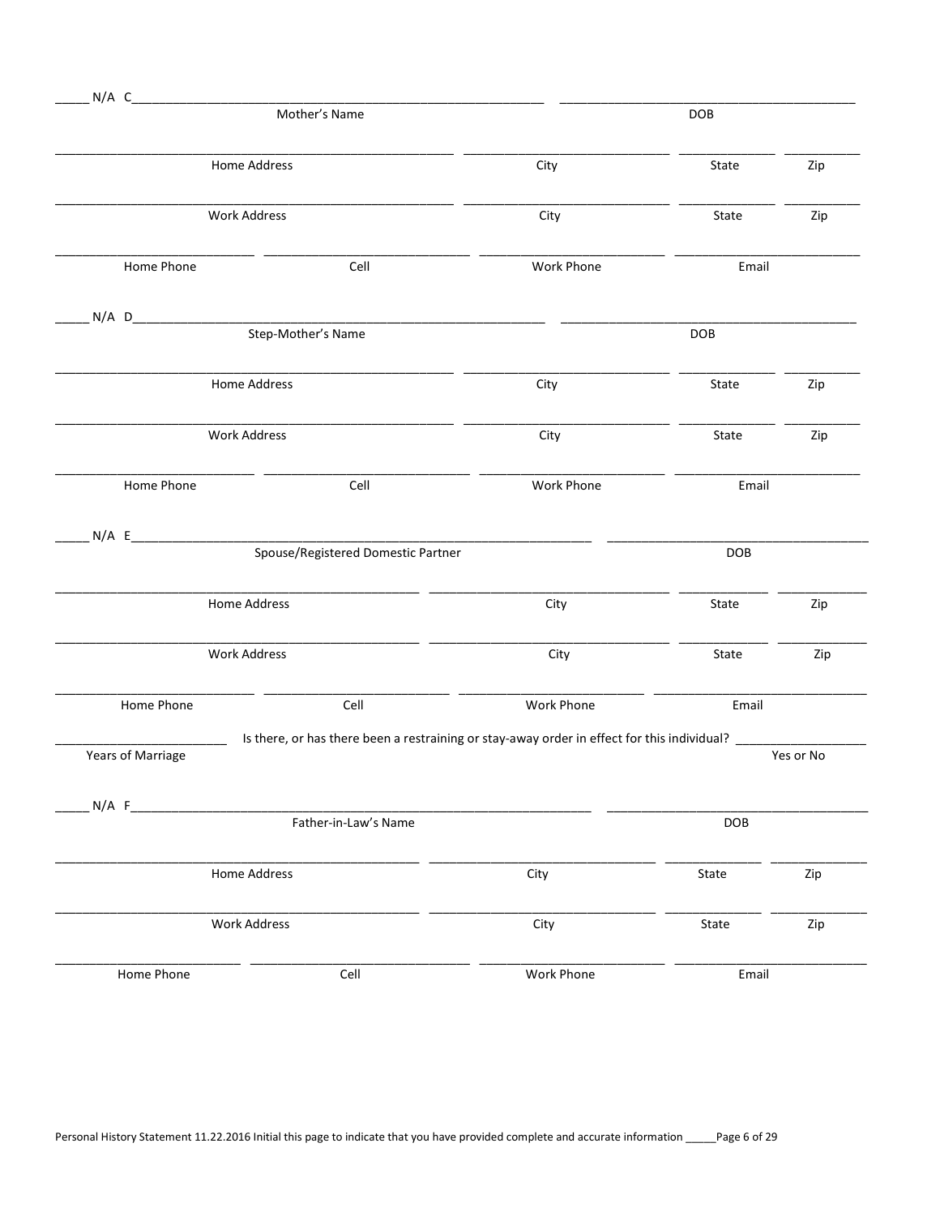_____ N/A C_______________________________________________ _______________________________________

Mother's Name DOB

_______________________________________________ ___________________________ _____________ ___________

Home Address City State Zip

_______________________________________________ ___________________________ _____________ ___________

Work Address City State Zip

_________________________ _________________________ _________________________ _________________________

Home Phone Cell Work Phone Email

_____ N/A D_______________________________________________ _______________________________________

Step-Mother's Name DOB

_______________________________________________ ___________________________ _____________ ___________

Home Address City State Zip

_______________________________________________ ___________________________ _____________ ___________

Work Address City State Zip

_________________________ _________________________ _________________________ _________________________

Home Phone Cell Work Phone Email

_____ N/A E_______________________________________________ _______________________________________

Spouse/Registered Domestic Partner DOB

_______________________________________________ ___________________________ _____________ ___________

Home Address City State Zip

_______________________________________________ ___________________________ _____________ ___________

Work Address City State Zip

_________________________ _________________________ _________________________ _________________________

Home Phone Cell Work Phone Email

_______________________ Is there, or has there been a restraining or stay-away order in effect for this individual? ________________

Years of Marriage Yes or No

_____ N/A F_______________________________________________ _______________________________________

Father-in-Law's Name DOB

_______________________________________________ ___________________________ _____________ ___________

Home Address City State Zip

_______________________________________________ ___________________________ _____________ ___________

Work Address City State Zip

_________________________ _________________________ _________________________ _________________________

Home Phone Cell Work Phone Email

Personal History Statement 11.22.2016 Initial this page to indicate that you have provided complete and accurate information _____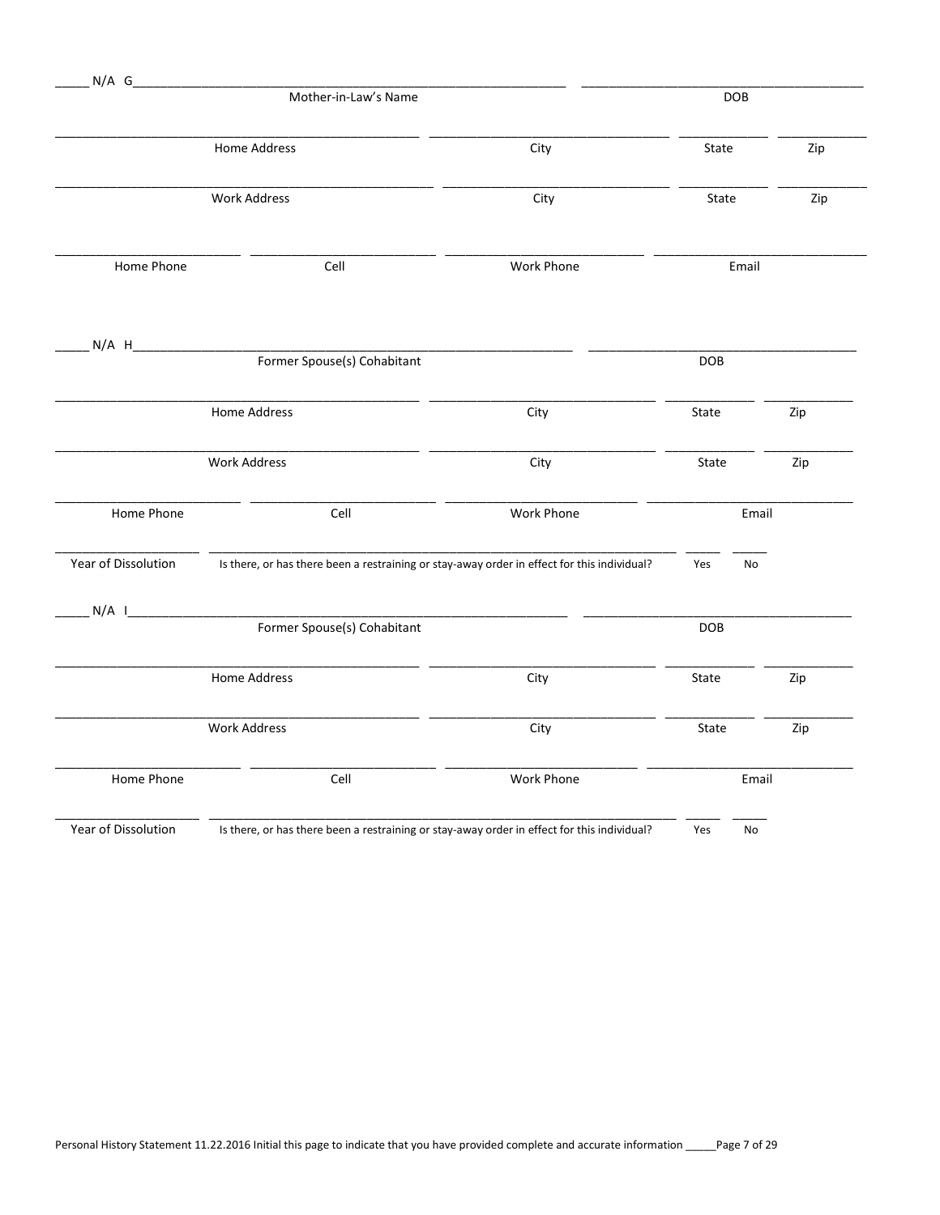_____ N/A G_______________________________________________ _______________________________

Mother-in-Law's Name | DOB

_______________________________________ _______________________ __________ __________

Home Address | City | State | Zip

_______________________________________ _______________________ __________ __________

Work Address | City | State | Zip

____________________ ____________________ ____________________ ____________________

Home Phone | Cell | Work Phone | Email

_____ N/A H_______________________________________________ _______________________________

Former Spouse(s) Cohabitant | DOB

_______________________________________ _______________________ __________ __________

Home Address | City | State | Zip

_______________________________________ _______________________ __________ __________

Work Address | City | State | Zip

____________________ ____________________ ____________________ ____________________

Home Phone | Cell | Work Phone | Email

_______________ ____________________________________________________________ _____ _____

Year of Dissolution | Is there, or has there been a restraining or stay-away order in effect for this individual? | Yes | No

_____ N/A I_______________________________________________ _______________________________

Former Spouse(s) Cohabitant | DOB

_______________________________________ _______________________ __________ __________

Home Address | City | State | Zip

_______________________________________ _______________________ __________ __________

Work Address | City | State | Zip

____________________ ____________________ ____________________ ____________________

Home Phone | Cell | Work Phone | Email

_______________ ____________________________________________________________ _____ _____

Year of Dissolution | Is there, or has there been a restraining or stay-away order in effect for this individual? | Yes | No

Personal History Statement 11.22.2016 Initial this page to indicate that you have provided complete and accurate information _____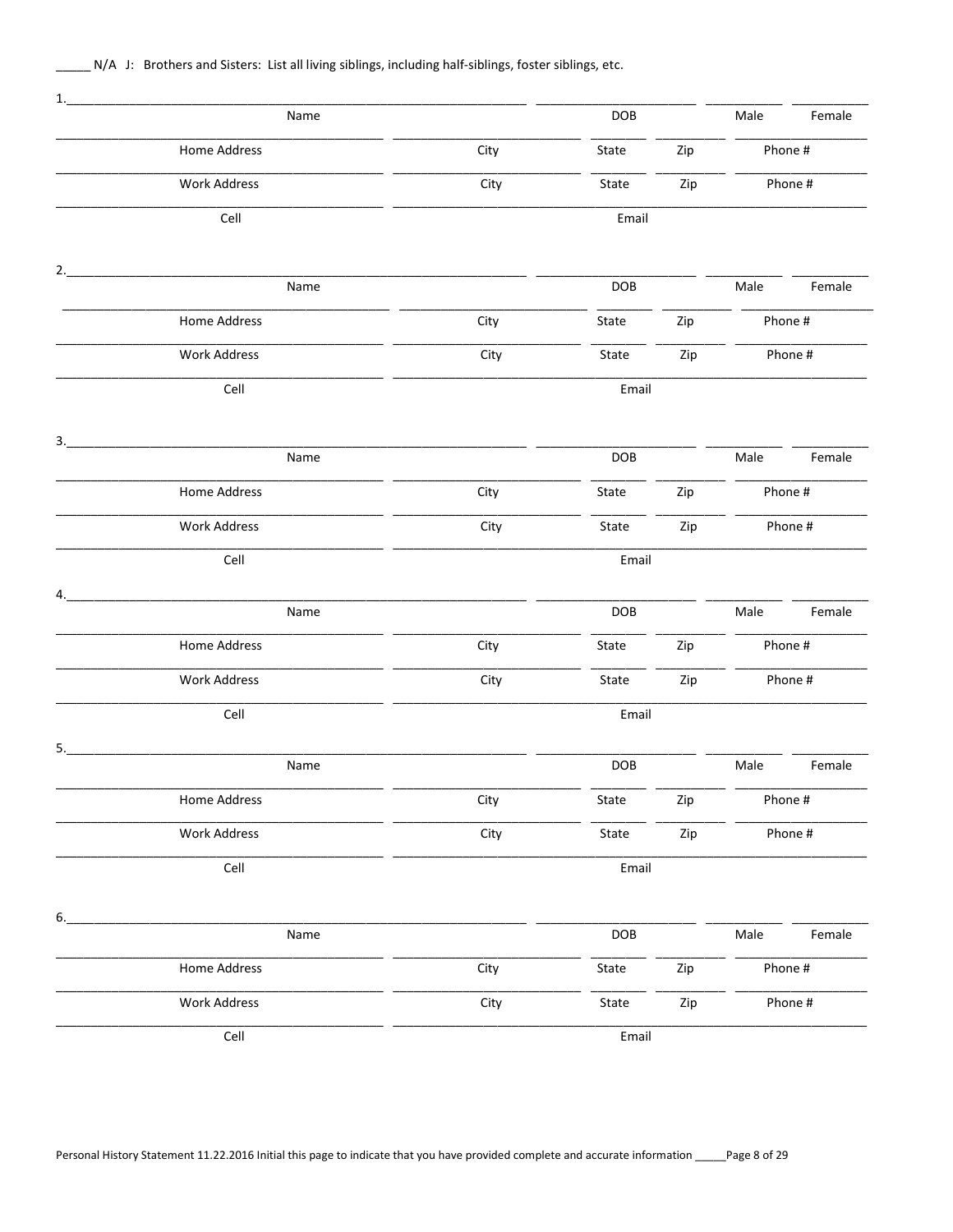_____ N/A J: Brothers and Sisters: List all living siblings, including half-siblings, foster siblings, etc.

1.________________________________________ ____________________ __________ __________

Name | DOB | Male | Female

________________________ ________________ ______ ______ ____________

Home Address | City | State | Zip | Phone #

________________________ ________________ ______ ______ ____________

Work Address | City | State | Zip | Phone #

________________________ ________________________________________

Cell | Email

2.________________________________________ ____________________ __________ __________

Name | DOB | Male | Female

________________________ ________________ ______ ______ ____________

Home Address | City | State | Zip | Phone #

________________________ ________________ ______ ______ ____________

Work Address | City | State | Zip | Phone #

________________________ ________________________________________

Cell | Email

3.________________________________________ ____________________ __________ __________

Name | DOB | Male | Female

________________________ ________________ ______ ______ ____________

Home Address | City | State | Zip | Phone #

________________________ ________________ ______ ______ ____________

Work Address | City | State | Zip | Phone #

________________________ ________________________________________

Cell | Email

4.________________________________________ ____________________ __________ __________

Name | DOB | Male | Female

________________________ ________________ ______ ______ ____________

Home Address | City | State | Zip | Phone #

________________________ ________________ ______ ______ ____________

Work Address | City | State | Zip | Phone #

________________________ ________________________________________

Cell | Email

5.________________________________________ ____________________ __________ __________

Name | DOB | Male | Female

________________________ ________________ ______ ______ ____________

Home Address | City | State | Zip | Phone #

________________________ ________________ ______ ______ ____________

Work Address | City | State | Zip | Phone #

________________________ ________________________________________

Cell | Email

6.________________________________________ ____________________ __________ __________

Name | DOB | Male | Female

________________________ ________________ ______ ______ ____________

Home Address | City | State | Zip | Phone #

________________________ ________________ ______ ______ ____________

Work Address | City | State | Zip | Phone #

________________________ ________________________________________

Cell | Email

Personal History Statement 11.22.2016 Initial this page to indicate that you have provided complete and accurate information _____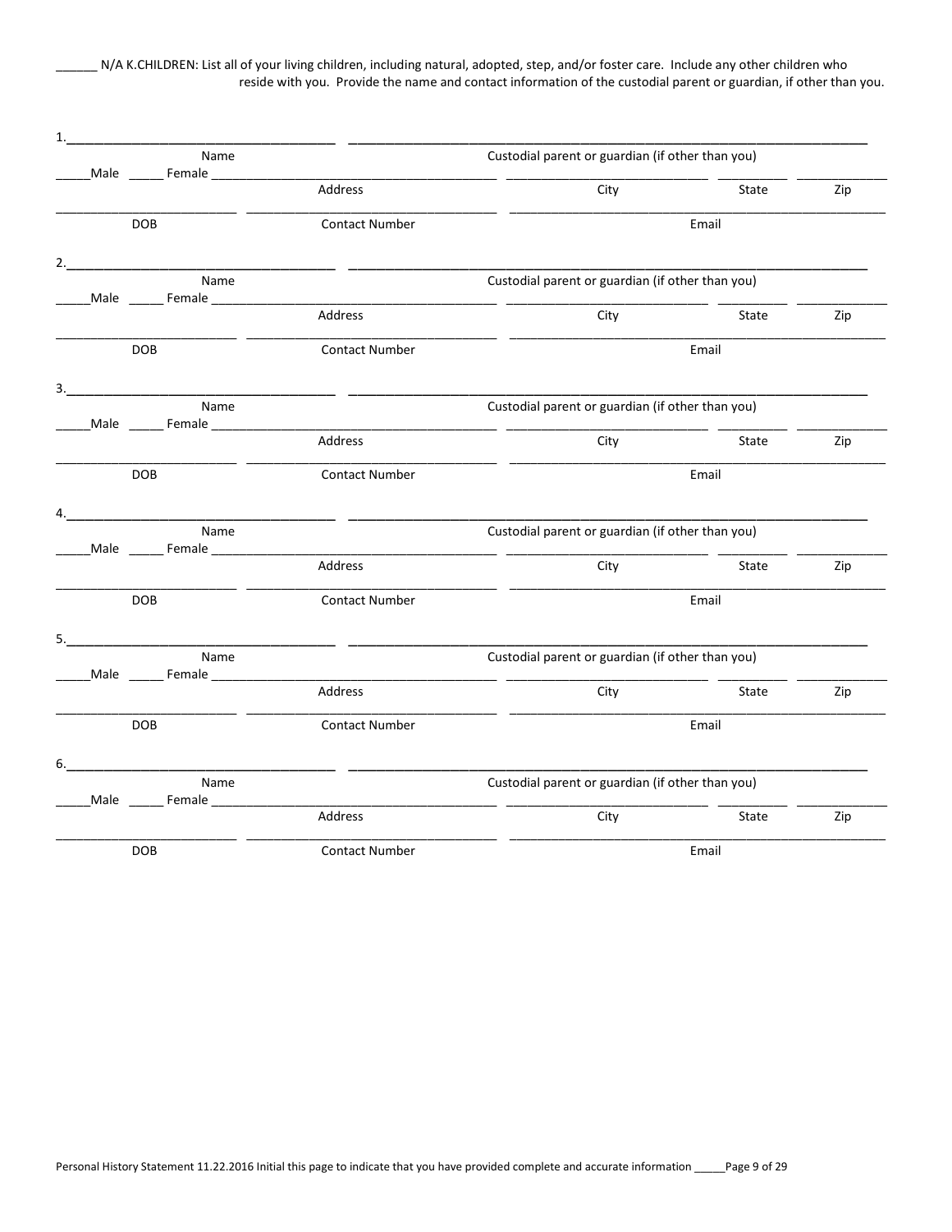______ N/A K.CHILDREN: List all of your living children, including natural, adopted, step, and/or foster care. Include any other children who reside with you. Provide the name and contact information of the custodial parent or guardian, if other than you.

1.______________________________________ ______________________________________________________________________________

Name | Custodial parent or guardian (if other than you)

_____Male _____ Female ________________________________________ ____________________________ __________ ____________

Address | City | State | Zip

__________________________ ________________________________ ____________________________________________________________

DOB | Contact Number | Email

2.______________________________________ ______________________________________________________________________________

Name | Custodial parent or guardian (if other than you)

_____Male _____ Female ________________________________________ ____________________________ __________ ____________

Address | City | State | Zip

__________________________ ________________________________ ____________________________________________________________

DOB | Contact Number | Email

3.______________________________________ ______________________________________________________________________________

Name | Custodial parent or guardian (if other than you)

_____Male _____ Female ________________________________________ ____________________________ __________ ____________

Address | City | State | Zip

__________________________ ________________________________ ____________________________________________________________

DOB | Contact Number | Email

4.______________________________________ ______________________________________________________________________________

Name | Custodial parent or guardian (if other than you)

_____Male _____ Female ________________________________________ ____________________________ __________ ____________

Address | City | State | Zip

__________________________ ________________________________ ____________________________________________________________

DOB | Contact Number | Email

5.______________________________________ ______________________________________________________________________________

Name | Custodial parent or guardian (if other than you)

_____Male _____ Female ________________________________________ ____________________________ __________ ____________

Address | City | State | Zip

__________________________ ________________________________ ____________________________________________________________

DOB | Contact Number | Email

6.______________________________________ ______________________________________________________________________________

Name | Custodial parent or guardian (if other than you)

_____Male _____ Female ________________________________________ ____________________________ __________ ____________

Address | City | State | Zip

__________________________ ________________________________ ____________________________________________________________

DOB | Contact Number | Email

Personal History Statement 11.22.2016 Initial this page to indicate that you have provided complete and accurate information _____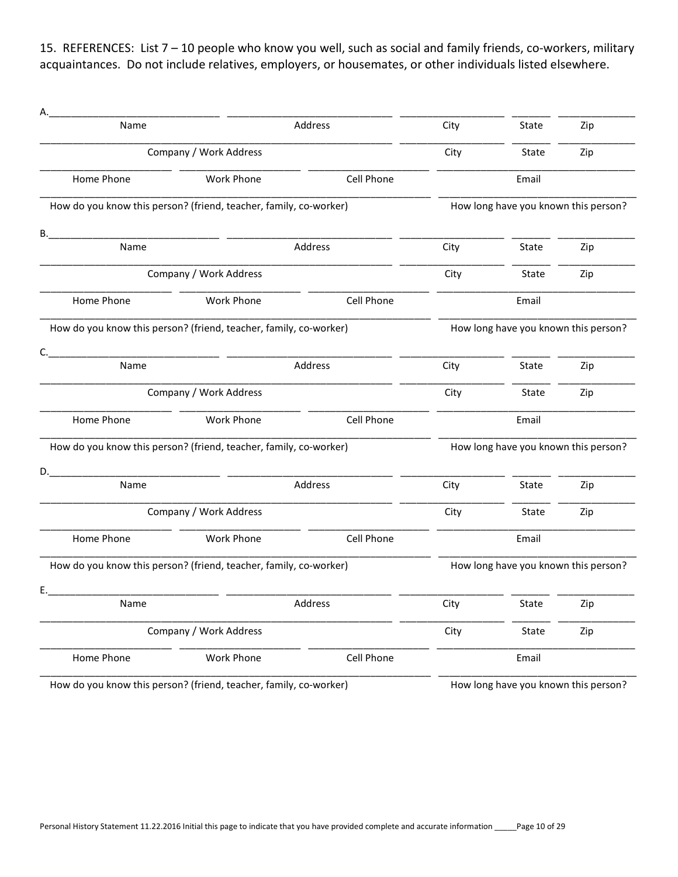15. REFERENCES: List 7 – 10 people who know you well, such as social and family friends, co-workers, military acquaintances. Do not include relatives, employers, or housemates, or other individuals listed elsewhere.

A.______________________________ ______________________________ __________________ _______ _____________

Name Address City State Zip

______________________________________________________________ __________________ _______ _____________

Company / Work Address City State Zip

______________________ ______________________ ______________________ ____________________________________

Home Phone Work Phone Cell Phone Email

______________________________________________________________________ ____________________________________

How do you know this person? (friend, teacher, family, co-worker) How long have you known this person?

B.______________________________ ______________________________ __________________ _______ _____________

Name Address City State Zip

______________________________________________________________ __________________ _______ _____________

Company / Work Address City State Zip

______________________ ______________________ ______________________ ____________________________________

Home Phone Work Phone Cell Phone Email

______________________________________________________________________ ____________________________________

How do you know this person? (friend, teacher, family, co-worker) How long have you known this person?

C.______________________________ ______________________________ __________________ _______ _____________

Name Address City State Zip

______________________________________________________________ __________________ _______ _____________

Company / Work Address City State Zip

______________________ ______________________ ______________________ ____________________________________

Home Phone Work Phone Cell Phone Email

______________________________________________________________________ ____________________________________

How do you know this person? (friend, teacher, family, co-worker) How long have you known this person?

D.______________________________ ______________________________ __________________ _______ _____________

Name Address City State Zip

______________________________________________________________ __________________ _______ _____________

Company / Work Address City State Zip

______________________ ______________________ ______________________ ____________________________________

Home Phone Work Phone Cell Phone Email

______________________________________________________________________ ____________________________________

How do you know this person? (friend, teacher, family, co-worker) How long have you known this person?

E.______________________________ ______________________________ __________________ _______ _____________

Name Address City State Zip

______________________________________________________________ __________________ _______ _____________

Company / Work Address City State Zip

______________________ ______________________ ______________________ ____________________________________

Home Phone Work Phone Cell Phone Email

______________________________________________________________________ ____________________________________

How do you know this person? (friend, teacher, family, co-worker) How long have you known this person?

Personal History Statement 11.22.2016 Initial this page to indicate that you have provided complete and accurate information _____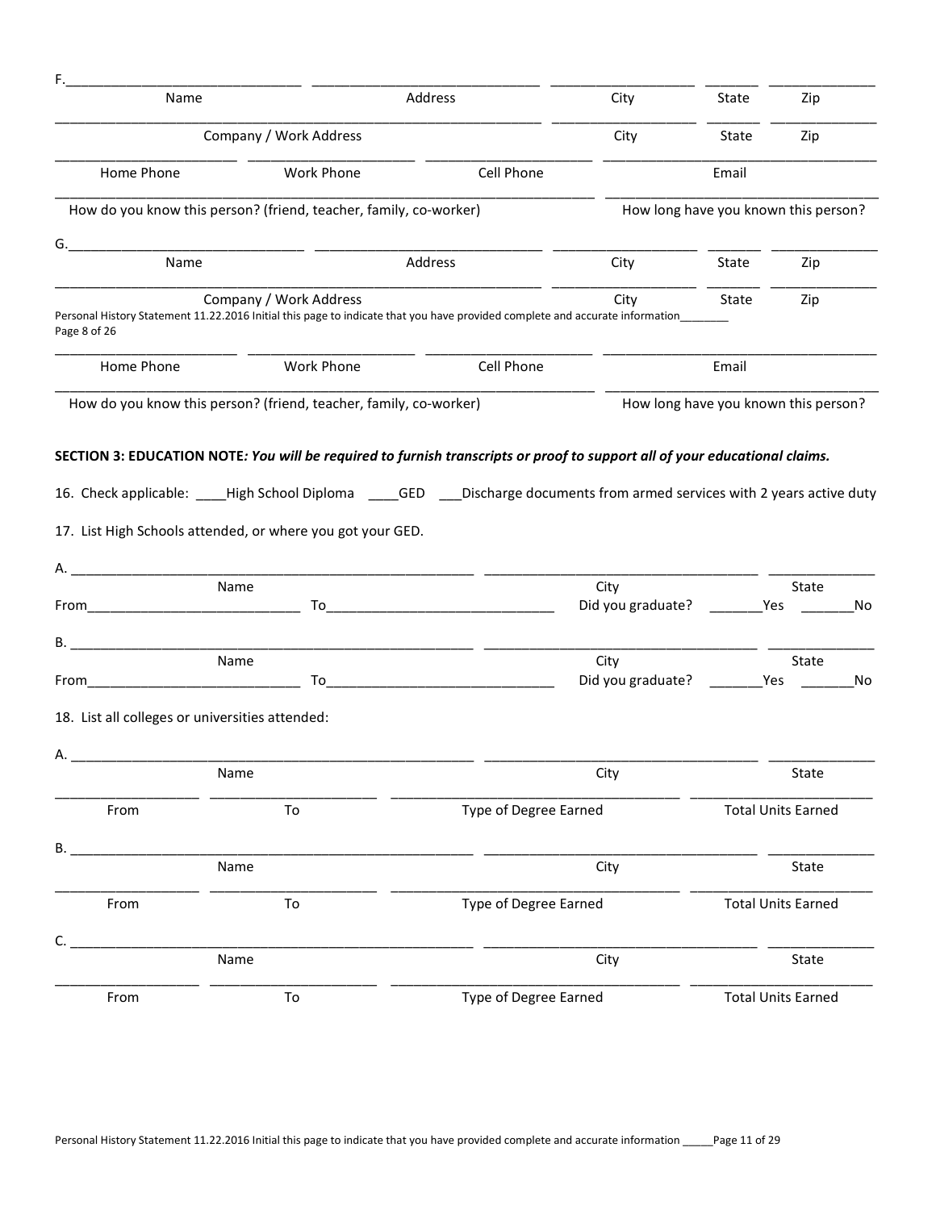F.______________________________ ______________________________ __________________ _______ ______________

| Name | Address | City | State | Zip |
|---|---|---|---|---|

______________________________________________________________ __________________ _______ ______________

| Company / Work Address | City | State | Zip |
|---|---|---|---|

______________________ ______________________ ______________________ ____________________________________

| Home Phone | Work Phone | Cell Phone | Email |
|---|---|---|---|

______________________________________________________________________ ____________________________________

How do you know this person? (friend, teacher, family, co-worker) — How long have you known this person?

G.______________________________ ______________________________ __________________ _______ ______________

| Name | Address | City | State | Zip |
|---|---|---|---|---|

______________________________________________________________ __________________ _______ ______________

| Company / Work Address | City | State | Zip |
|---|---|---|---|

Personal History Statement 11.22.2016 Initial this page to indicate that you have provided complete and accurate information________
Page 8 of 26

______________________ ______________________ ______________________ ____________________________________

| Home Phone | Work Phone | Cell Phone | Email |
|---|---|---|---|

______________________________________________________________________ ____________________________________

How do you know this person? (friend, teacher, family, co-worker) — How long have you known this person?

**SECTION 3: EDUCATION NOTE*: You will be required to furnish transcripts or proof to support all of your educational claims.***

16. Check applicable: ____High School Diploma ____GED ___Discharge documents from armed services with 2 years active duty

17. List High Schools attended, or where you got your GED.

A. ______________________________________________________ ____________________________________ ______________

Name — City — State

From____________________________ To______________________________ Did you graduate? _______Yes _______No

B. ______________________________________________________ ____________________________________ ______________

Name — City — State

From____________________________ To______________________________ Did you graduate? _______Yes _______No

18. List all colleges or universities attended:

A. ______________________________________________________ ____________________________________ ______________

Name — City — State

__________________ ______________________ ____________________________________ ________________________

| From | To | Type of Degree Earned | Total Units Earned |
|---|---|---|---|

B. ______________________________________________________ ____________________________________ ______________

Name — City — State

__________________ ______________________ ____________________________________ ________________________

| From | To | Type of Degree Earned | Total Units Earned |
|---|---|---|---|

C. ______________________________________________________ ____________________________________ ______________

Name — City — State

__________________ ______________________ ____________________________________ ________________________

| From | To | Type of Degree Earned | Total Units Earned |
|---|---|---|---|

Personal History Statement 11.22.2016 Initial this page to indicate that you have provided complete and accurate information _____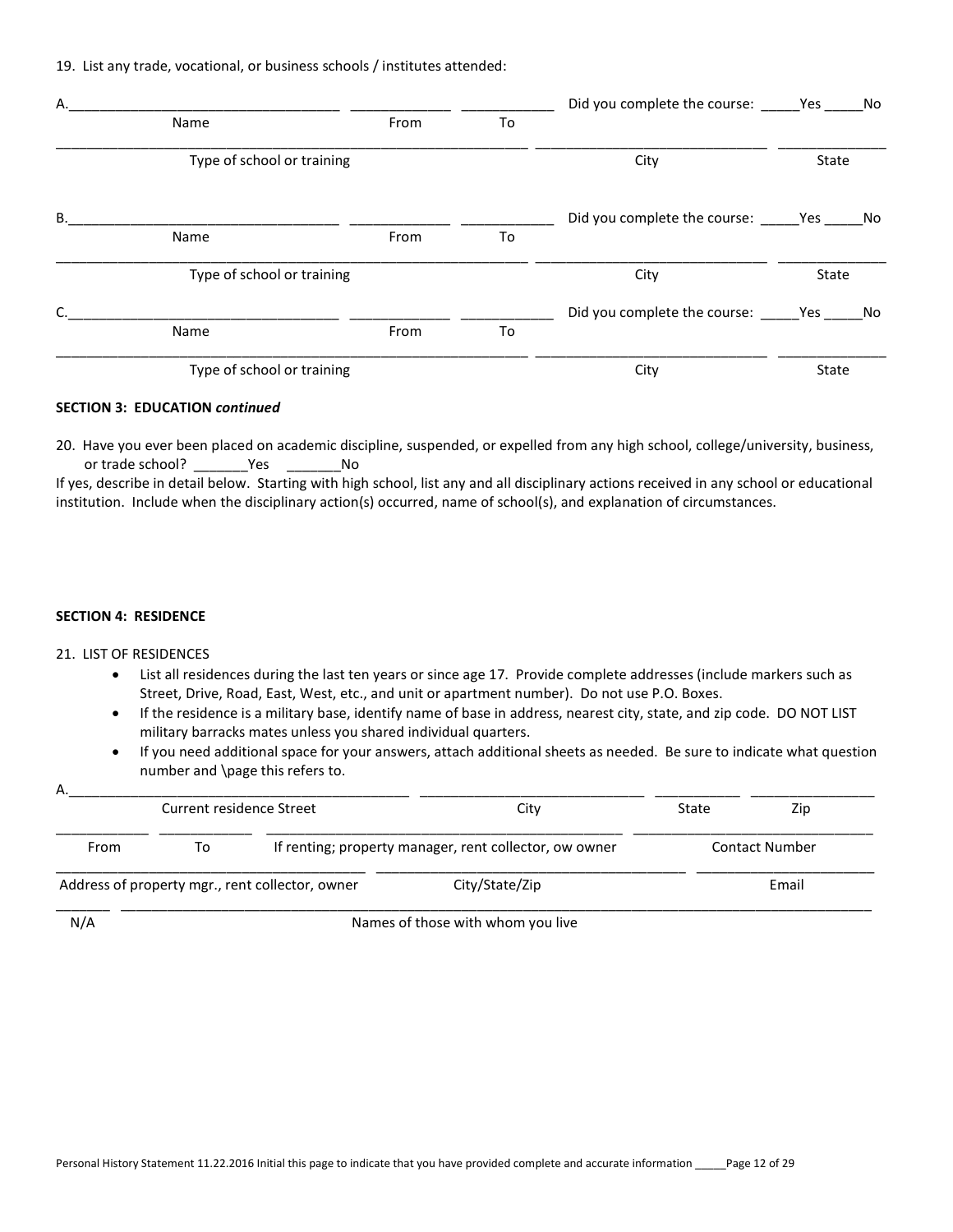19. List any trade, vocational, or business schools / institutes attended:

A.___________________________________ _____________ ____________ Did you complete the course: _____Yes _____No

Name From To

_____________________________________________________________ _____________________________ ______________

Type of school or training City State

B.___________________________________ _____________ ____________ Did you complete the course: _____Yes _____No

Name From To

_____________________________________________________________ _____________________________ ______________

Type of school or training City State

C.___________________________________ _____________ ____________ Did you complete the course: _____Yes _____No

Name From To

_____________________________________________________________ _____________________________ ______________

Type of school or training City State

**SECTION 3: EDUCATION *continued***

20. Have you ever been placed on academic discipline, suspended, or expelled from any high school, college/university, business, or trade school? _______Yes _______No

If yes, describe in detail below. Starting with high school, list any and all disciplinary actions received in any school or educational institution. Include when the disciplinary action(s) occurred, name of school(s), and explanation of circumstances.

**SECTION 4: RESIDENCE**

21. LIST OF RESIDENCES

- List all residences during the last ten years or since age 17. Provide complete addresses (include markers such as Street, Drive, Road, East, West, etc., and unit or apartment number). Do not use P.O. Boxes.
- If the residence is a military base, identify name of base in address, nearest city, state, and zip code. DO NOT LIST military barracks mates unless you shared individual quarters.
- If you need additional space for your answers, attach additional sheets as needed. Be sure to indicate what question number and \page this refers to.

A.____________________________________________ ____________________________ ___________ ________________

Current residence Street City State Zip

____________ ____________ ____________________________________________ _______________________________

From To If renting; property manager, rent collector, ow owner Contact Number

________________________________________ ______________________________________ _______________________

Address of property mgr., rent collector, owner City/State/Zip Email

_______ _____________________________________________________________________________________________

N/A Names of those with whom you live

Personal History Statement 11.22.2016 Initial this page to indicate that you have provided complete and accurate information _____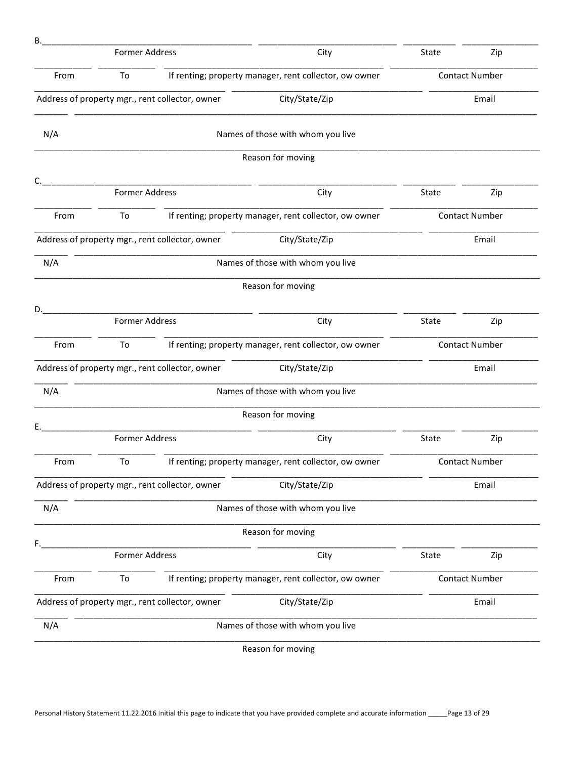B.\_\_\_\_\_\_\_\_\_\_\_\_\_\_\_\_\_\_\_\_\_\_\_\_\_\_\_\_\_\_ \_\_\_\_\_\_\_\_\_\_\_\_\_\_\_\_\_\_\_\_ \_\_\_\_\_\_\_\_ \_\_\_\_\_\_\_\_\_\_

| Former Address | City | State | Zip |
|---|---|---|---|
| | | | |

| From | To | If renting; property manager, rent collector, ow owner | Contact Number |
|---|---|---|---|
| | | | |

| Address of property mgr., rent collector, owner | City/State/Zip | Email |
|---|---|---|
| | | |

| N/A | Names of those with whom you live |
|---|---|
| | |

Reason for moving: \_\_\_\_\_\_\_\_\_\_\_\_\_\_\_\_\_\_\_\_\_\_\_\_\_\_\_\_\_\_\_\_\_\_\_\_\_\_\_\_

C.\_\_\_\_\_\_\_\_\_\_\_\_\_\_\_\_\_\_\_\_\_\_\_\_\_\_\_\_\_\_ \_\_\_\_\_\_\_\_\_\_\_\_\_\_\_\_\_\_\_\_ \_\_\_\_\_\_\_\_ \_\_\_\_\_\_\_\_\_\_

| Former Address | City | State | Zip |
|---|---|---|---|
| | | | |

| From | To | If renting; property manager, rent collector, ow owner | Contact Number |
|---|---|---|---|
| | | | |

| Address of property mgr., rent collector, owner | City/State/Zip | Email |
|---|---|---|
| | | |

| N/A | Names of those with whom you live |
|---|---|
| | |

Reason for moving: \_\_\_\_\_\_\_\_\_\_\_\_\_\_\_\_\_\_\_\_\_\_\_\_\_\_\_\_\_\_\_\_\_\_\_\_\_\_\_\_

D.\_\_\_\_\_\_\_\_\_\_\_\_\_\_\_\_\_\_\_\_\_\_\_\_\_\_\_\_\_\_ \_\_\_\_\_\_\_\_\_\_\_\_\_\_\_\_\_\_\_\_ \_\_\_\_\_\_\_\_ \_\_\_\_\_\_\_\_\_\_

| Former Address | City | State | Zip |
|---|---|---|---|
| | | | |

| From | To | If renting; property manager, rent collector, ow owner | Contact Number |
|---|---|---|---|
| | | | |

| Address of property mgr., rent collector, owner | City/State/Zip | Email |
|---|---|---|
| | | |

| N/A | Names of those with whom you live |
|---|---|
| | |

Reason for moving: \_\_\_\_\_\_\_\_\_\_\_\_\_\_\_\_\_\_\_\_\_\_\_\_\_\_\_\_\_\_\_\_\_\_\_\_\_\_\_\_

E.\_\_\_\_\_\_\_\_\_\_\_\_\_\_\_\_\_\_\_\_\_\_\_\_\_\_\_\_\_\_ \_\_\_\_\_\_\_\_\_\_\_\_\_\_\_\_\_\_\_\_ \_\_\_\_\_\_\_\_ \_\_\_\_\_\_\_\_\_\_

| Former Address | City | State | Zip |
|---|---|---|---|
| | | | |

| From | To | If renting; property manager, rent collector, ow owner | Contact Number |
|---|---|---|---|
| | | | |

| Address of property mgr., rent collector, owner | City/State/Zip | Email |
|---|---|---|
| | | |

| N/A | Names of those with whom you live |
|---|---|
| | |

Reason for moving: \_\_\_\_\_\_\_\_\_\_\_\_\_\_\_\_\_\_\_\_\_\_\_\_\_\_\_\_\_\_\_\_\_\_\_\_\_\_\_\_

F.\_\_\_\_\_\_\_\_\_\_\_\_\_\_\_\_\_\_\_\_\_\_\_\_\_\_\_\_\_\_ \_\_\_\_\_\_\_\_\_\_\_\_\_\_\_\_\_\_\_\_ \_\_\_\_\_\_\_\_ \_\_\_\_\_\_\_\_\_\_

| Former Address | City | State | Zip |
|---|---|---|---|
| | | | |

| From | To | If renting; property manager, rent collector, ow owner | Contact Number |
|---|---|---|---|
| | | | |

| Address of property mgr., rent collector, owner | City/State/Zip | Email |
|---|---|---|
| | | |

| N/A | Names of those with whom you live |
|---|---|
| | |

Reason for moving: \_\_\_\_\_\_\_\_\_\_\_\_\_\_\_\_\_\_\_\_\_\_\_\_\_\_\_\_\_\_\_\_\_\_\_\_\_\_\_\_

Personal History Statement 11.22.2016 Initial this page to indicate that you have provided complete and accurate information \_\_\_\_\_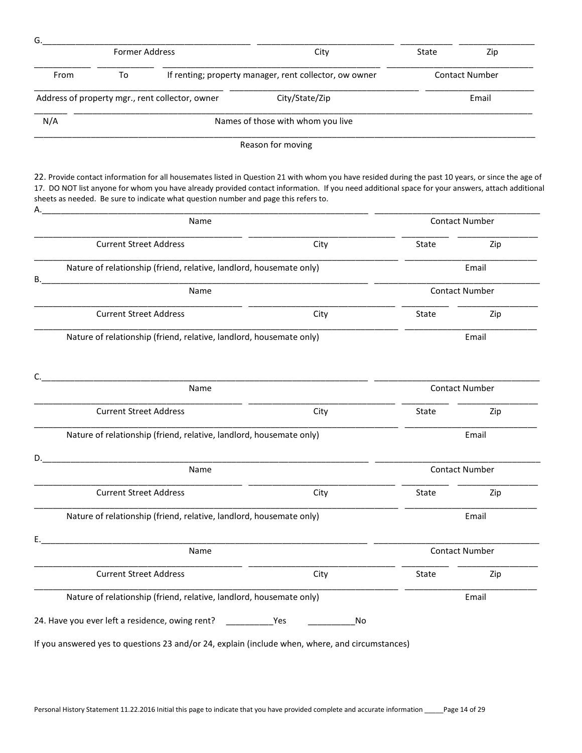G.\_\_\_\_\_\_\_\_\_\_\_\_\_\_\_\_\_\_\_\_\_\_\_\_\_\_\_\_\_\_\_\_\_\_\_\_\_\_\_\_ \_\_\_\_\_\_\_\_\_\_\_\_\_\_\_\_\_\_\_\_\_\_\_\_\_\_\_\_ \_\_\_\_\_\_\_\_\_\_ \_\_\_\_\_\_\_\_\_\_\_\_\_\_

Former Address | City | State | Zip

From | To | If renting; property manager, rent collector, ow owner | Contact Number

Address of property mgr., rent collector, owner | City/State/Zip | Email

N/A | Names of those with whom you live

Reason for moving

22. Provide contact information for all housemates listed in Question 21 with whom you have resided during the past 10 years, or since the age of 17. DO NOT list anyone for whom you have already provided contact information. If you need additional space for your answers, attach additional sheets as needed. Be sure to indicate what question number and page this refers to.

A.\_\_\_\_\_\_\_\_\_\_\_\_\_\_\_\_\_\_\_\_\_\_\_\_\_\_\_\_\_\_\_\_\_\_\_\_\_\_\_\_\_\_\_\_\_\_\_\_\_\_\_\_\_\_\_\_\_\_\_\_\_\_ \_\_\_\_\_\_\_\_\_\_\_\_\_\_\_\_\_\_\_\_\_\_\_\_\_\_\_\_\_

Name | Contact Number

Current Street Address | City | State | Zip

Nature of relationship (friend, relative, landlord, housemate only) | Email

B.\_\_\_\_\_\_\_\_\_\_\_\_\_\_\_\_\_\_\_\_\_\_\_\_\_\_\_\_\_\_\_\_\_\_\_\_\_\_\_\_\_\_\_\_\_\_\_\_\_\_\_\_\_\_\_\_\_\_\_\_\_\_ \_\_\_\_\_\_\_\_\_\_\_\_\_\_\_\_\_\_\_\_\_\_\_\_\_\_\_\_\_

Name | Contact Number

Current Street Address | City | State | Zip

Nature of relationship (friend, relative, landlord, housemate only) | Email

C.\_\_\_\_\_\_\_\_\_\_\_\_\_\_\_\_\_\_\_\_\_\_\_\_\_\_\_\_\_\_\_\_\_\_\_\_\_\_\_\_\_\_\_\_\_\_\_\_\_\_\_\_\_\_\_\_\_\_\_\_\_\_ \_\_\_\_\_\_\_\_\_\_\_\_\_\_\_\_\_\_\_\_\_\_\_\_\_\_\_\_\_

Name | Contact Number

Current Street Address | City | State | Zip

Nature of relationship (friend, relative, landlord, housemate only) | Email

D.\_\_\_\_\_\_\_\_\_\_\_\_\_\_\_\_\_\_\_\_\_\_\_\_\_\_\_\_\_\_\_\_\_\_\_\_\_\_\_\_\_\_\_\_\_\_\_\_\_\_\_\_\_\_\_\_\_\_\_\_\_\_ \_\_\_\_\_\_\_\_\_\_\_\_\_\_\_\_\_\_\_\_\_\_\_\_\_\_\_\_\_

Name | Contact Number

Current Street Address | City | State | Zip

Nature of relationship (friend, relative, landlord, housemate only) | Email

E.\_\_\_\_\_\_\_\_\_\_\_\_\_\_\_\_\_\_\_\_\_\_\_\_\_\_\_\_\_\_\_\_\_\_\_\_\_\_\_\_\_\_\_\_\_\_\_\_\_\_\_\_\_\_\_\_\_\_\_\_\_\_ \_\_\_\_\_\_\_\_\_\_\_\_\_\_\_\_\_\_\_\_\_\_\_\_\_\_\_\_\_

Name | Contact Number

Current Street Address | City | State | Zip

Nature of relationship (friend, relative, landlord, housemate only) | Email

24. Have you ever left a residence, owing rent? \_\_\_\_\_\_\_\_\_\_Yes \_\_\_\_\_\_\_\_\_\_No

If you answered yes to questions 23 and/or 24, explain (include when, where, and circumstances)

Personal History Statement 11.22.2016 Initial this page to indicate that you have provided complete and accurate information \_\_\_\_\_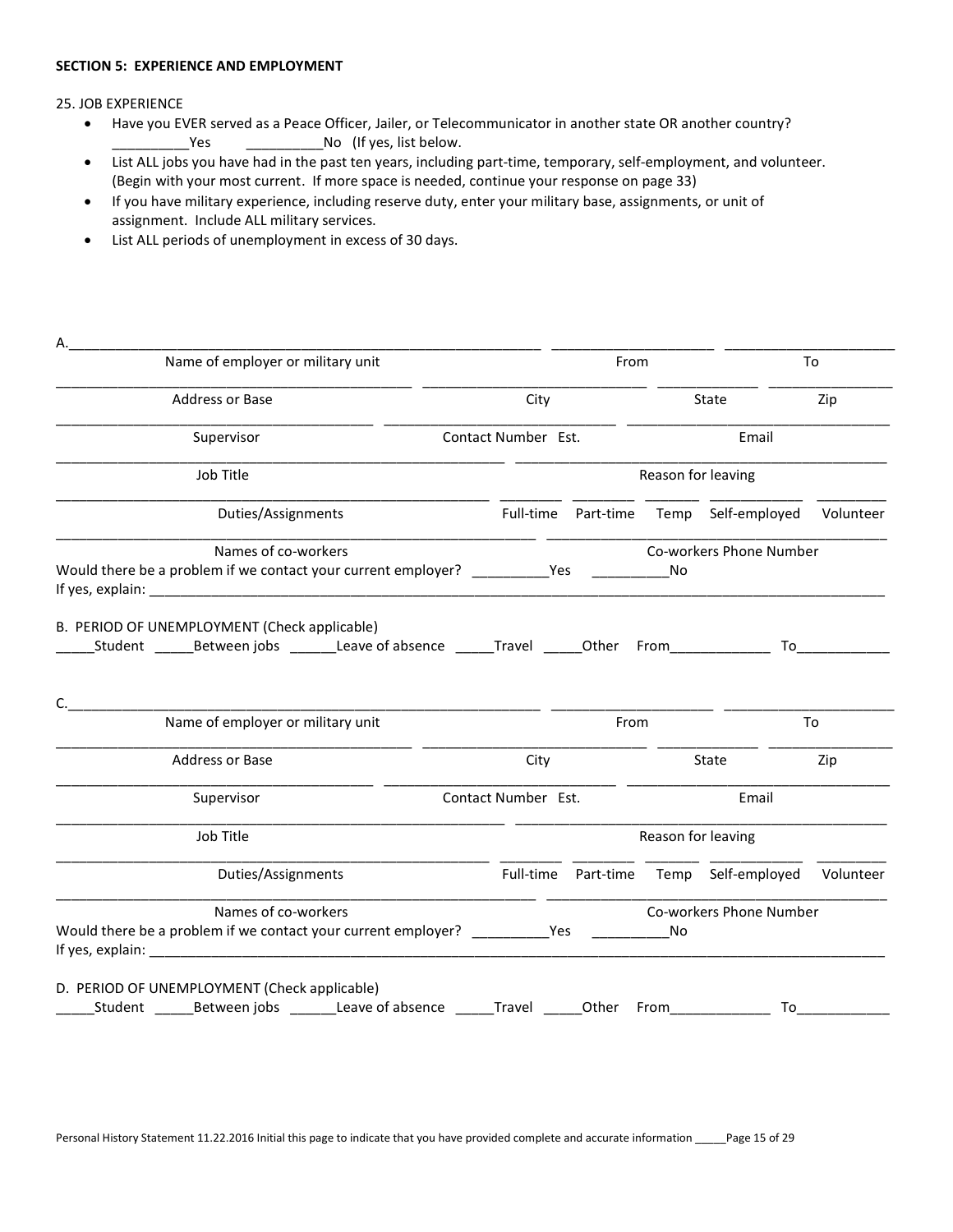**SECTION 5: EXPERIENCE AND EMPLOYMENT**

25. JOB EXPERIENCE

- Have you EVER served as a Peace Officer, Jailer, or Telecommunicator in another state OR another country?
  __________Yes __________No (If yes, list below.
- List ALL jobs you have had in the past ten years, including part-time, temporary, self-employment, and volunteer. (Begin with your most current. If more space is needed, continue your response on page 33)
- If you have military experience, including reserve duty, enter your military base, assignments, or unit of assignment. Include ALL military services.
- List ALL periods of unemployment in excess of 30 days.

A.________________________________________________ ____________________ ______________________

Name of employer or military unit | From | To

__________________________________ ______________________ ____________ ______________

Address or Base | City | State | Zip

__________________________________ ______________________ ______________________________

Supervisor | Contact Number Est. | Email

__________________________________________ ____________________________________________

Job Title | Reason for leaving

__________________________________________ ________ ________ _______ ___________ _________

Duties/Assignments | Full-time | Part-time | Temp | Self-employed | Volunteer

__________________________________________ ____________________________________________

Names of co-workers | Co-workers Phone Number

Would there be a problem if we contact your current employer? __________Yes __________No

If yes, explain: ______________________________________________________________________________

B. PERIOD OF UNEMPLOYMENT (Check applicable)

_____Student _____Between jobs ______Leave of absence _____Travel _____Other From_____________ To____________

C.________________________________________________ ____________________ ______________________

Name of employer or military unit | From | To

__________________________________ ______________________ ____________ ______________

Address or Base | City | State | Zip

__________________________________ ______________________ ______________________________

Supervisor | Contact Number Est. | Email

__________________________________________ ____________________________________________

Job Title | Reason for leaving

__________________________________________ ________ ________ _______ ___________ _________

Duties/Assignments | Full-time | Part-time | Temp | Self-employed | Volunteer

__________________________________________ ____________________________________________

Names of co-workers | Co-workers Phone Number

Would there be a problem if we contact your current employer? __________Yes __________No

If yes, explain: ______________________________________________________________________________

D. PERIOD OF UNEMPLOYMENT (Check applicable)

_____Student _____Between jobs ______Leave of absence _____Travel _____Other From_____________ To____________

Personal History Statement 11.22.2016 Initial this page to indicate that you have provided complete and accurate information _____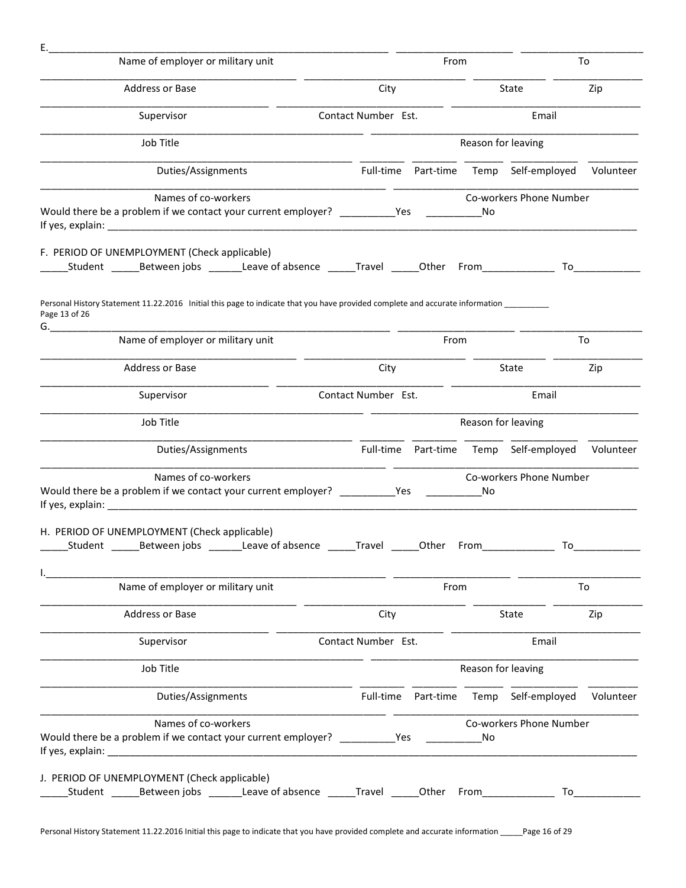E.______________________________________________ ____________________ ____________________

Name of employer or military unit | From | To

______________________________ ______________________ ____________ ____________

Address or Base | City | State | Zip

______________________________ ______________________ ______________________

Supervisor | Contact Number Est. | Email

______________________________________ ______________________________

Job Title | Reason for leaving

______________________________________ ________ ________ ________ ____________ ________

Duties/Assignments | Full-time | Part-time | Temp | Self-employed | Volunteer

______________________________________ ______________________________

Names of co-workers | Co-workers Phone Number

Would there be a problem if we contact your current employer? __________Yes __________No

If yes, explain: ______________________________________________________________________

F. PERIOD OF UNEMPLOYMENT (Check applicable)

_____Student _____Between jobs ______Leave of absence _____Travel _____Other From_____________ To____________

Personal History Statement 11.22.2016 Initial this page to indicate that you have provided complete and accurate information __________

G.______________________________________________ ____________________ ____________________

Name of employer or military unit | From | To

______________________________ ______________________ ____________ ____________

Address or Base | City | State | Zip

______________________________ ______________________ ______________________

Supervisor | Contact Number Est. | Email

______________________________________ ______________________________

Job Title | Reason for leaving

______________________________________ ________ ________ ________ ____________ ________

Duties/Assignments | Full-time | Part-time | Temp | Self-employed | Volunteer

______________________________________ ______________________________

Names of co-workers | Co-workers Phone Number

Would there be a problem if we contact your current employer? __________Yes __________No

If yes, explain: ______________________________________________________________________

H. PERIOD OF UNEMPLOYMENT (Check applicable)

_____Student _____Between jobs ______Leave of absence _____Travel _____Other From_____________ To____________

I.______________________________________________ ____________________ ____________________

Name of employer or military unit | From | To

______________________________ ______________________ ____________ ____________

Address or Base | City | State | Zip

______________________________ ______________________ ______________________

Supervisor | Contact Number Est. | Email

______________________________________ ______________________________

Job Title | Reason for leaving

______________________________________ ________ ________ ________ ____________ ________

Duties/Assignments | Full-time | Part-time | Temp | Self-employed | Volunteer

______________________________________ ______________________________

Names of co-workers | Co-workers Phone Number

Would there be a problem if we contact your current employer? __________Yes __________No

If yes, explain: ______________________________________________________________________

J. PERIOD OF UNEMPLOYMENT (Check applicable)

_____Student _____Between jobs ______Leave of absence _____Travel _____Other From_____________ To____________

Personal History Statement 11.22.2016 Initial this page to indicate that you have provided complete and accurate information _____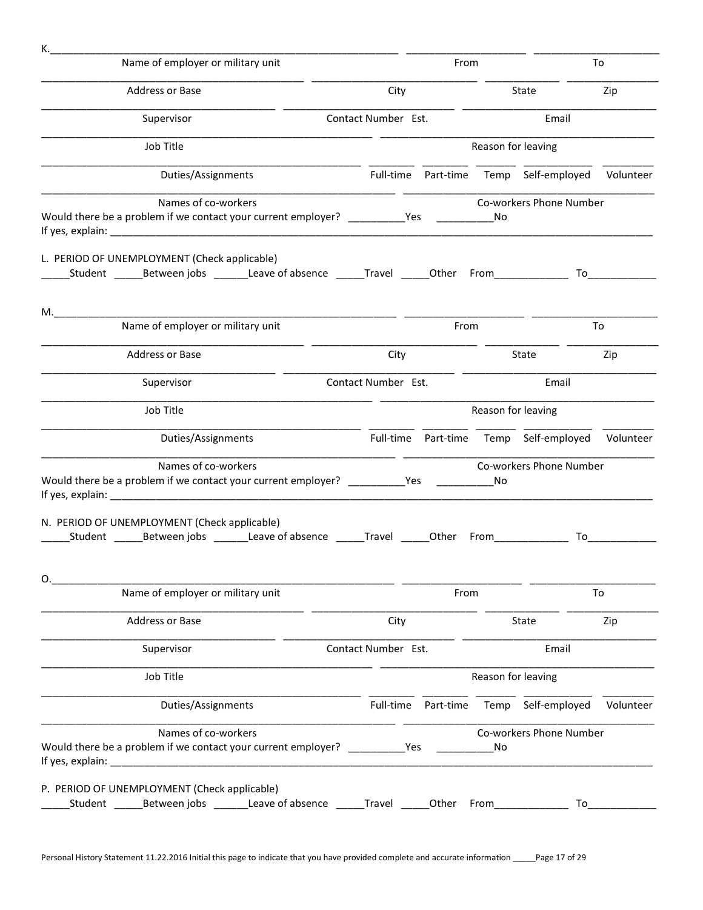K.\_\_\_\_\_\_\_\_\_\_\_\_\_\_\_\_\_\_\_\_\_\_\_\_\_\_\_\_\_\_\_\_\_\_\_\_\_\_\_\_\_\_\_\_\_\_\_\_\_\_\_\_\_\_\_\_\_\_\_\_ \_\_\_\_\_\_\_\_\_\_\_\_\_\_\_\_\_\_\_\_\_\_ \_\_\_\_\_\_\_\_\_\_\_\_\_\_\_\_\_\_\_\_\_\_\_\_

Name of employer or military unit | From | To

Address or Base | City | State | Zip

Supervisor | Contact Number Est. | Email

Job Title | Reason for leaving

Duties/Assignments | Full-time | Part-time | Temp | Self-employed | Volunteer

Names of co-workers | Co-workers Phone Number

Would there be a problem if we contact your current employer? \_\_\_\_\_\_\_\_\_\_Yes \_\_\_\_\_\_\_\_\_\_No

If yes, explain: \_\_\_\_\_\_\_\_\_\_\_\_\_\_\_\_\_\_\_\_\_\_\_\_\_\_\_\_\_\_\_\_\_\_\_\_\_\_\_\_\_\_\_\_\_\_\_\_\_\_\_\_\_\_\_\_\_\_\_\_\_\_\_\_\_\_\_\_\_\_\_\_\_\_\_\_\_\_\_\_\_\_\_\_\_\_\_\_\_\_\_\_\_\_\_\_\_\_\_\_\_\_\_\_

L. PERIOD OF UNEMPLOYMENT (Check applicable)

\_\_\_\_\_Student \_\_\_\_\_Between jobs \_\_\_\_\_\_Leave of absence \_\_\_\_\_Travel \_\_\_\_\_Other From\_\_\_\_\_\_\_\_\_\_\_\_\_ To\_\_\_\_\_\_\_\_\_\_\_\_

M.\_\_\_\_\_\_\_\_\_\_\_\_\_\_\_\_\_\_\_\_\_\_\_\_\_\_\_\_\_\_\_\_\_\_\_\_\_\_\_\_\_\_\_\_\_\_\_\_\_\_\_\_\_\_\_\_\_\_\_\_ \_\_\_\_\_\_\_\_\_\_\_\_\_\_\_\_\_\_\_\_\_\_ \_\_\_\_\_\_\_\_\_\_\_\_\_\_\_\_\_\_\_\_\_\_\_\_

Name of employer or military unit | From | To

Address or Base | City | State | Zip

Supervisor | Contact Number Est. | Email

Job Title | Reason for leaving

Duties/Assignments | Full-time | Part-time | Temp | Self-employed | Volunteer

Names of co-workers | Co-workers Phone Number

Would there be a problem if we contact your current employer? \_\_\_\_\_\_\_\_\_\_Yes \_\_\_\_\_\_\_\_\_\_No

If yes, explain: \_\_\_\_\_\_\_\_\_\_\_\_\_\_\_\_\_\_\_\_\_\_\_\_\_\_\_\_\_\_\_\_\_\_\_\_\_\_\_\_\_\_\_\_\_\_\_\_\_\_\_\_\_\_\_\_\_\_\_\_\_\_\_\_\_\_\_\_\_\_\_\_\_\_\_\_\_\_\_\_\_\_\_\_\_\_\_\_\_\_\_\_\_\_\_\_\_\_\_\_\_\_\_\_

N. PERIOD OF UNEMPLOYMENT (Check applicable)

\_\_\_\_\_Student \_\_\_\_\_Between jobs \_\_\_\_\_\_Leave of absence \_\_\_\_\_Travel \_\_\_\_\_Other From\_\_\_\_\_\_\_\_\_\_\_\_\_ To\_\_\_\_\_\_\_\_\_\_\_\_

O.\_\_\_\_\_\_\_\_\_\_\_\_\_\_\_\_\_\_\_\_\_\_\_\_\_\_\_\_\_\_\_\_\_\_\_\_\_\_\_\_\_\_\_\_\_\_\_\_\_\_\_\_\_\_\_\_\_\_\_\_ \_\_\_\_\_\_\_\_\_\_\_\_\_\_\_\_\_\_\_\_\_\_ \_\_\_\_\_\_\_\_\_\_\_\_\_\_\_\_\_\_\_\_\_\_\_\_

Name of employer or military unit | From | To

Address or Base | City | State | Zip

Supervisor | Contact Number Est. | Email

Job Title | Reason for leaving

Duties/Assignments | Full-time | Part-time | Temp | Self-employed | Volunteer

Names of co-workers | Co-workers Phone Number

Would there be a problem if we contact your current employer? \_\_\_\_\_\_\_\_\_\_Yes \_\_\_\_\_\_\_\_\_\_No

If yes, explain: \_\_\_\_\_\_\_\_\_\_\_\_\_\_\_\_\_\_\_\_\_\_\_\_\_\_\_\_\_\_\_\_\_\_\_\_\_\_\_\_\_\_\_\_\_\_\_\_\_\_\_\_\_\_\_\_\_\_\_\_\_\_\_\_\_\_\_\_\_\_\_\_\_\_\_\_\_\_\_\_\_\_\_\_\_\_\_\_\_\_\_\_\_\_\_\_\_\_\_\_\_\_\_\_

P. PERIOD OF UNEMPLOYMENT (Check applicable)

\_\_\_\_\_Student \_\_\_\_\_Between jobs \_\_\_\_\_\_Leave of absence \_\_\_\_\_Travel \_\_\_\_\_Other From\_\_\_\_\_\_\_\_\_\_\_\_\_ To\_\_\_\_\_\_\_\_\_\_\_\_

Personal History Statement 11.22.2016 Initial this page to indicate that you have provided complete and accurate information \_\_\_\_\_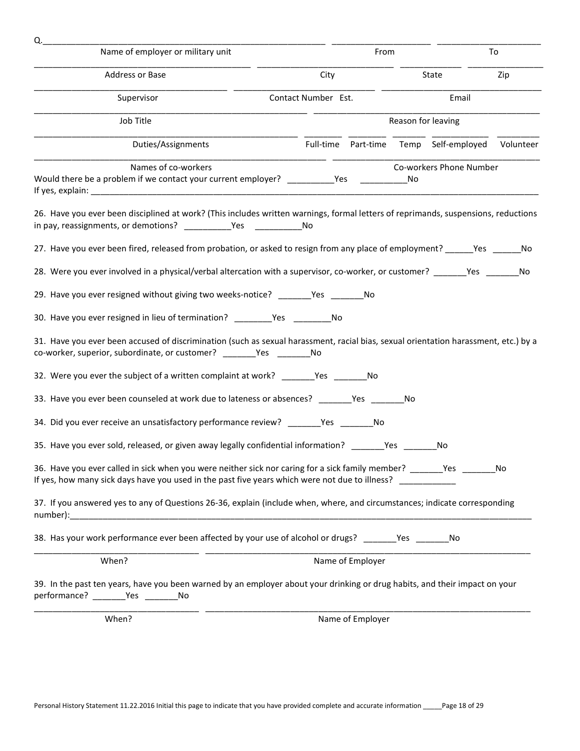Q.______________________________________________ ____________________ ______________________

Name of employer or military unit From To

______________________________________ __________________________ ____________ ______________

Address or Base City State Zip

______________________________________ __________________________ ______________________________

Supervisor Contact Number Est. Email

______________________________________________ ______________________________________________

Job Title Reason for leaving

______________________________________________ ________ ________ _______ ___________ _________

Duties/Assignments Full-time Part-time Temp Self-employed Volunteer

______________________________________________ ______________________________________________

Names of co-workers Co-workers Phone Number

Would there be a problem if we contact your current employer? _________Yes _________No

If yes, explain: ____________________________________________________________________________

26. Have you ever been disciplined at work? (This includes written warnings, formal letters of reprimands, suspensions, reductions in pay, reassignments, or demotions? _________Yes _________No

27. Have you ever been fired, released from probation, or asked to resign from any place of employment? ______Yes ______No

28. Were you ever involved in a physical/verbal altercation with a supervisor, co-worker, or customer? _______Yes _______No

29. Have you ever resigned without giving two weeks-notice? _______Yes _______No

30. Have you ever resigned in lieu of termination? ________Yes ________No

31. Have you ever been accused of discrimination (such as sexual harassment, racial bias, sexual orientation harassment, etc.) by a co-worker, superior, subordinate, or customer? _______Yes _______No

32. Were you ever the subject of a written complaint at work? _______Yes _______No

33. Have you ever been counseled at work due to lateness or absences? _______Yes _______No

34. Did you ever receive an unsatisfactory performance review? _______Yes _______No

35. Have you ever sold, released, or given away legally confidential information? _______Yes _______No

36. Have you ever called in sick when you were neither sick nor caring for a sick family member? _______Yes _______No

If yes, how many sick days have you used in the past five years which were not due to illness? ___________

37. If you answered yes to any of Questions 26-36, explain (include when, where, and circumstances; indicate corresponding number):____________________________________________________________________________

38. Has your work performance ever been affected by your use of alcohol or drugs? _______Yes _______No

______________________________ ____________________________________________________________

When? Name of Employer

39. In the past ten years, have you been warned by an employer about your drinking or drug habits, and their impact on your performance? _______Yes _______No

______________________________ ____________________________________________________________

When? Name of Employer

Personal History Statement 11.22.2016 Initial this page to indicate that you have provided complete and accurate information _____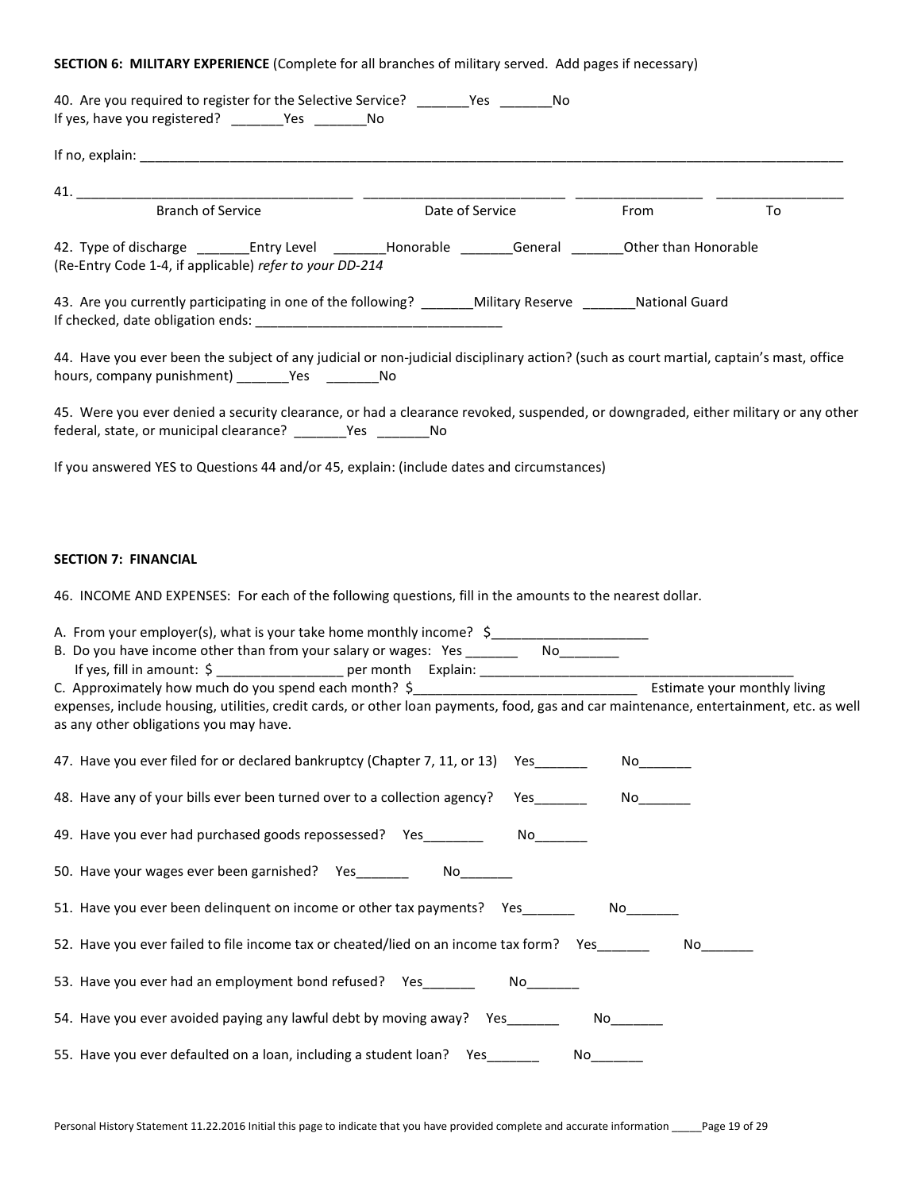**SECTION 6: MILITARY EXPERIENCE** (Complete for all branches of military served. Add pages if necessary)

40. Are you required to register for the Selective Service? _______Yes _______No
If yes, have you registered? _______Yes _______No

If no, explain: ____________________________________________________________________________________________

41. _____________________________________ ___________________________ _________________ _________________
Branch of Service | Date of Service | From | To

42. Type of discharge _______Entry Level _______Honorable _______General _______Other than Honorable
(Re-Entry Code 1-4, if applicable) *refer to your DD-214*

43. Are you currently participating in one of the following? _______Military Reserve _______National Guard
If checked, date obligation ends: _________________________________

44. Have you ever been the subject of any judicial or non-judicial disciplinary action? (such as court martial, captain's mast, office hours, company punishment) _______Yes _______No

45. Were you ever denied a security clearance, or had a clearance revoked, suspended, or downgraded, either military or any other federal, state, or municipal clearance? _______Yes _______No

If you answered YES to Questions 44 and/or 45, explain: (include dates and circumstances)

**SECTION 7: FINANCIAL**

46. INCOME AND EXPENSES: For each of the following questions, fill in the amounts to the nearest dollar.

A. From your employer(s), what is your take home monthly income? $_____________________
B. Do you have income other than from your salary or wages: Yes _______ No________
If yes, fill in amount: $ _________________ per month Explain: __________________________________________
C. Approximately how much do you spend each month? $_______________________________ Estimate your monthly living expenses, include housing, utilities, credit cards, or other loan payments, food, gas and car maintenance, entertainment, etc. as well as any other obligations you may have.

47. Have you ever filed for or declared bankruptcy (Chapter 7, 11, or 13) Yes_______ No_______

48. Have any of your bills ever been turned over to a collection agency? Yes_______ No_______

49. Have you ever had purchased goods repossessed? Yes________ No_______

50. Have your wages ever been garnished? Yes_______ No_______

51. Have you ever been delinquent on income or other tax payments? Yes_______ No_______

52. Have you ever failed to file income tax or cheated/lied on an income tax form? Yes_______ No_______

53. Have you ever had an employment bond refused? Yes_______ No_______

54. Have you ever avoided paying any lawful debt by moving away? Yes_______ No_______

55. Have you ever defaulted on a loan, including a student loan? Yes_______ No_______

Personal History Statement 11.22.2016 Initial this page to indicate that you have provided complete and accurate information _____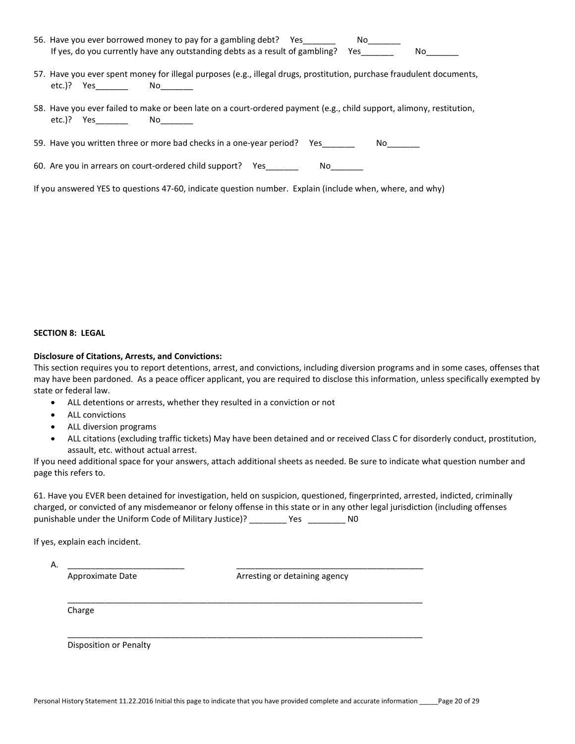56. Have you ever borrowed money to pay for a gambling debt? Yes_______ No_______
    If yes, do you currently have any outstanding debts as a result of gambling? Yes_______ No_______

57. Have you ever spent money for illegal purposes (e.g., illegal drugs, prostitution, purchase fraudulent documents, etc.)? Yes_______ No_______

58. Have you ever failed to make or been late on a court-ordered payment (e.g., child support, alimony, restitution, etc.)? Yes_______ No_______

59. Have you written three or more bad checks in a one-year period? Yes_______ No_______

60. Are you in arrears on court-ordered child support? Yes_______ No_______

If you answered YES to questions 47-60, indicate question number. Explain (include when, where, and why)

**SECTION 8: LEGAL**

**Disclosure of Citations, Arrests, and Convictions:**
This section requires you to report detentions, arrest, and convictions, including diversion programs and in some cases, offenses that may have been pardoned. As a peace officer applicant, you are required to disclose this information, unless specifically exempted by state or federal law.

- ALL detentions or arrests, whether they resulted in a conviction or not
- ALL convictions
- ALL diversion programs
- ALL citations (excluding traffic tickets) May have been detained and or received Class C for disorderly conduct, prostitution, assault, etc. without actual arrest.

If you need additional space for your answers, attach additional sheets as needed. Be sure to indicate what question number and page this refers to.

61. Have you EVER been detained for investigation, held on suspicion, questioned, fingerprinted, arrested, indicted, criminally charged, or convicted of any misdemeanor or felony offense in this state or in any other legal jurisdiction (including offenses punishable under the Uniform Code of Military Justice)? ________ Yes ________ N0

If yes, explain each incident.

A. _________________________ _________________________________________
   Approximate Date Arresting or detaining agency

   _________________________________________________________________________________
   Charge

   _________________________________________________________________________________
   Disposition or Penalty

Personal History Statement 11.22.2016 Initial this page to indicate that you have provided complete and accurate information _____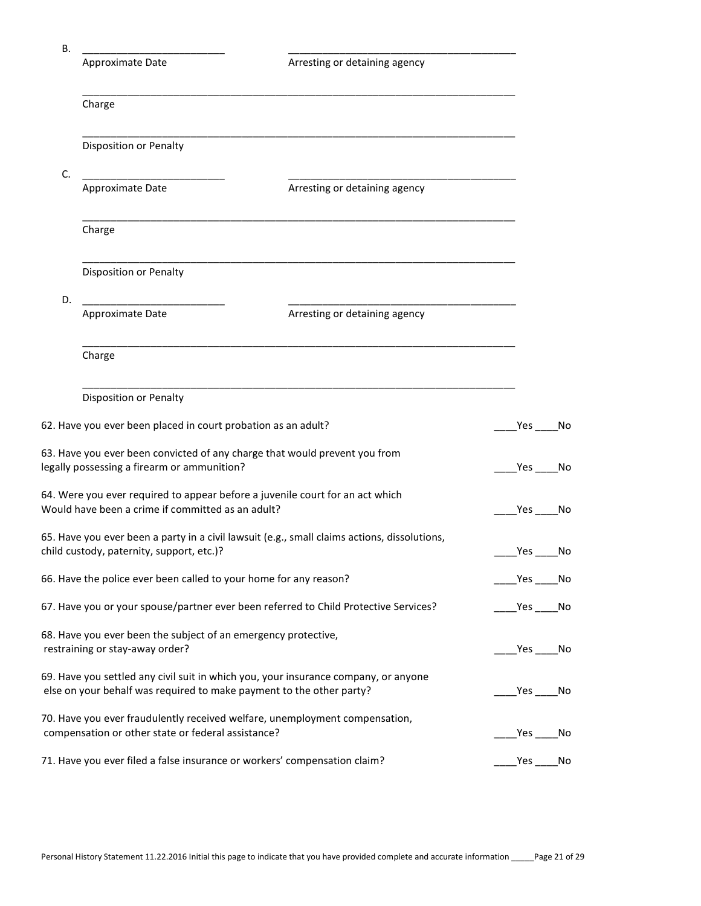B. \_\_\_\_\_\_\_\_\_\_\_\_\_\_\_\_\_\_\_\_\_\_\_\_\_ \_\_\_\_\_\_\_\_\_\_\_\_\_\_\_\_\_\_\_\_\_\_\_\_\_\_\_\_\_\_\_\_\_\_\_\_\_\_\_\_\_

Approximate Date Arresting or detaining agency

\_\_\_\_\_\_\_\_\_\_\_\_\_\_\_\_\_\_\_\_\_\_\_\_\_\_\_\_\_\_\_\_\_\_\_\_\_\_\_\_\_\_\_\_\_\_\_\_\_\_\_\_\_\_\_\_\_\_\_\_\_\_\_\_\_\_\_\_\_\_\_\_\_\_\_\_\_

Charge

\_\_\_\_\_\_\_\_\_\_\_\_\_\_\_\_\_\_\_\_\_\_\_\_\_\_\_\_\_\_\_\_\_\_\_\_\_\_\_\_\_\_\_\_\_\_\_\_\_\_\_\_\_\_\_\_\_\_\_\_\_\_\_\_\_\_\_\_\_\_\_\_\_\_\_\_\_

Disposition or Penalty

C. \_\_\_\_\_\_\_\_\_\_\_\_\_\_\_\_\_\_\_\_\_\_\_\_\_ \_\_\_\_\_\_\_\_\_\_\_\_\_\_\_\_\_\_\_\_\_\_\_\_\_\_\_\_\_\_\_\_\_\_\_\_\_\_\_\_\_

Approximate Date Arresting or detaining agency

\_\_\_\_\_\_\_\_\_\_\_\_\_\_\_\_\_\_\_\_\_\_\_\_\_\_\_\_\_\_\_\_\_\_\_\_\_\_\_\_\_\_\_\_\_\_\_\_\_\_\_\_\_\_\_\_\_\_\_\_\_\_\_\_\_\_\_\_\_\_\_\_\_\_\_\_\_

Charge

\_\_\_\_\_\_\_\_\_\_\_\_\_\_\_\_\_\_\_\_\_\_\_\_\_\_\_\_\_\_\_\_\_\_\_\_\_\_\_\_\_\_\_\_\_\_\_\_\_\_\_\_\_\_\_\_\_\_\_\_\_\_\_\_\_\_\_\_\_\_\_\_\_\_\_\_\_

Disposition or Penalty

D. \_\_\_\_\_\_\_\_\_\_\_\_\_\_\_\_\_\_\_\_\_\_\_\_\_ \_\_\_\_\_\_\_\_\_\_\_\_\_\_\_\_\_\_\_\_\_\_\_\_\_\_\_\_\_\_\_\_\_\_\_\_\_\_\_\_\_

Approximate Date Arresting or detaining agency

\_\_\_\_\_\_\_\_\_\_\_\_\_\_\_\_\_\_\_\_\_\_\_\_\_\_\_\_\_\_\_\_\_\_\_\_\_\_\_\_\_\_\_\_\_\_\_\_\_\_\_\_\_\_\_\_\_\_\_\_\_\_\_\_\_\_\_\_\_\_\_\_\_\_\_\_\_

Charge

\_\_\_\_\_\_\_\_\_\_\_\_\_\_\_\_\_\_\_\_\_\_\_\_\_\_\_\_\_\_\_\_\_\_\_\_\_\_\_\_\_\_\_\_\_\_\_\_\_\_\_\_\_\_\_\_\_\_\_\_\_\_\_\_\_\_\_\_\_\_\_\_\_\_\_\_\_

Disposition or Penalty

62. Have you ever been placed in court probation as an adult? \_\_\_\_Yes \_\_\_\_No

63. Have you ever been convicted of any charge that would prevent you from legally possessing a firearm or ammunition? \_\_\_\_Yes \_\_\_\_No

64. Were you ever required to appear before a juvenile court for an act which Would have been a crime if committed as an adult? \_\_\_\_Yes \_\_\_\_No

65. Have you ever been a party in a civil lawsuit (e.g., small claims actions, dissolutions, child custody, paternity, support, etc.)? \_\_\_\_Yes \_\_\_\_No

66. Have the police ever been called to your home for any reason? \_\_\_\_Yes \_\_\_\_No

67. Have you or your spouse/partner ever been referred to Child Protective Services? \_\_\_\_Yes \_\_\_\_No

68. Have you ever been the subject of an emergency protective, restraining or stay-away order? \_\_\_\_Yes \_\_\_\_No

69. Have you settled any civil suit in which you, your insurance company, or anyone else on your behalf was required to make payment to the other party? \_\_\_\_Yes \_\_\_\_No

70. Have you ever fraudulently received welfare, unemployment compensation, compensation or other state or federal assistance? \_\_\_\_Yes \_\_\_\_No

71. Have you ever filed a false insurance or workers' compensation claim? \_\_\_\_Yes \_\_\_\_No

Personal History Statement 11.22.2016 Initial this page to indicate that you have provided complete and accurate information \_\_\_\_\_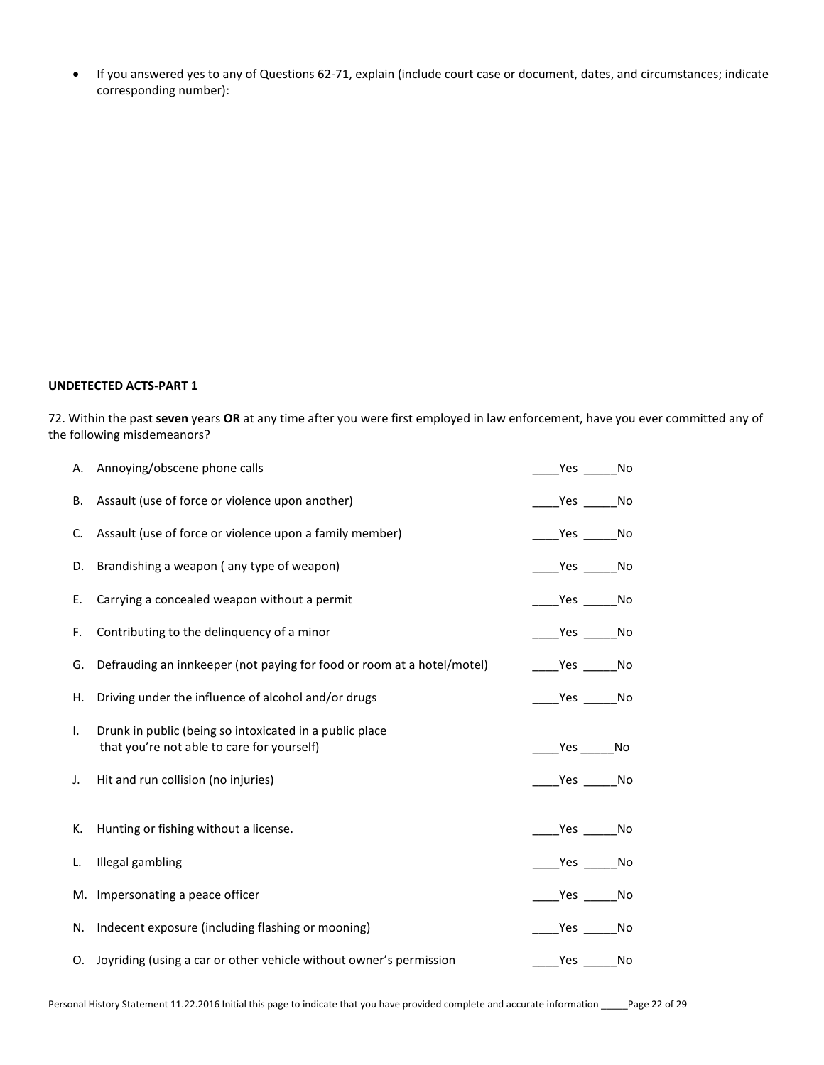- If you answered yes to any of Questions 62-71, explain (include court case or document, dates, and circumstances; indicate corresponding number):

**UNDETECTED ACTS-PART 1**

72. Within the past **seven** years **OR** at any time after you were first employed in law enforcement, have you ever committed any of the following misdemeanors?

A. Annoying/obscene phone calls ____Yes _____No

B. Assault (use of force or violence upon another) ____Yes _____No

C. Assault (use of force or violence upon a family member) ____Yes _____No

D. Brandishing a weapon ( any type of weapon) ____Yes _____No

E. Carrying a concealed weapon without a permit ____Yes _____No

F. Contributing to the delinquency of a minor ____Yes _____No

G. Defrauding an innkeeper (not paying for food or room at a hotel/motel) ____Yes _____No

H. Driving under the influence of alcohol and/or drugs ____Yes _____No

I. Drunk in public (being so intoxicated in a public place that you're not able to care for yourself) ____Yes _____No

J. Hit and run collision (no injuries) ____Yes _____No

K. Hunting or fishing without a license. ____Yes _____No

L. Illegal gambling ____Yes _____No

M. Impersonating a peace officer ____Yes _____No

N. Indecent exposure (including flashing or mooning) ____Yes _____No

O. Joyriding (using a car or other vehicle without owner's permission ____Yes _____No

Personal History Statement 11.22.2016 Initial this page to indicate that you have provided complete and accurate information _____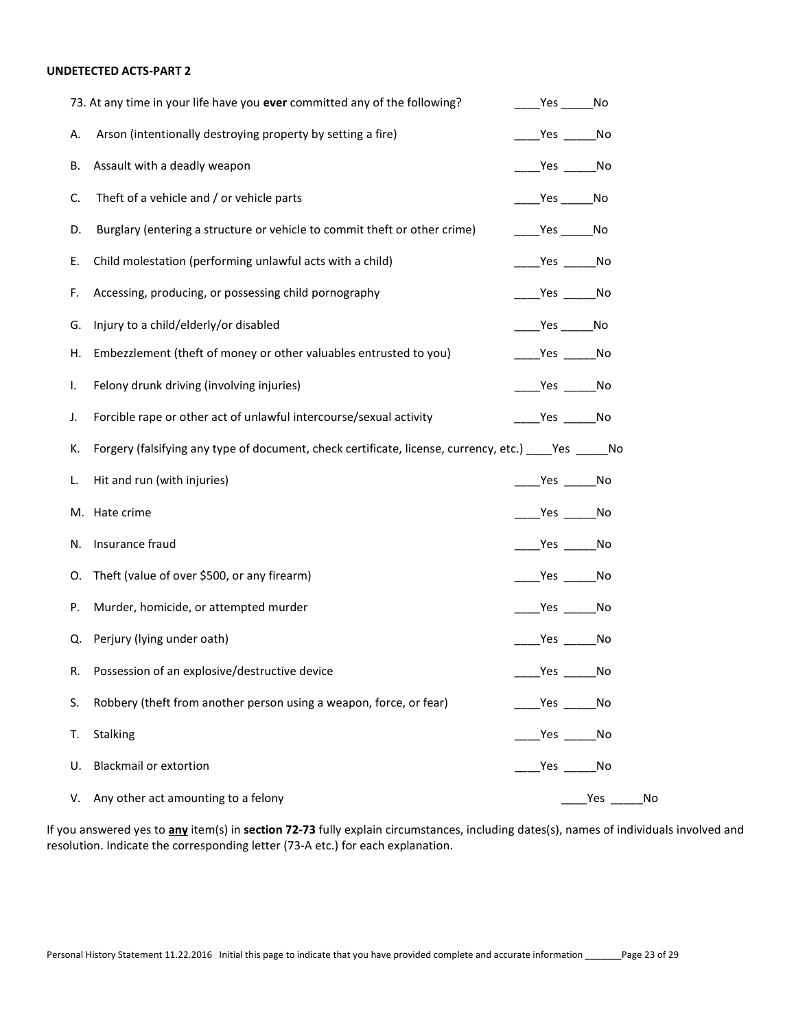**UNDETECTED ACTS-PART 2**

73. At any time in your life have you **ever** committed any of the following? ____Yes _____No

A. Arson (intentionally destroying property by setting a fire) ____Yes _____No

B. Assault with a deadly weapon ____Yes _____No

C. Theft of a vehicle and / or vehicle parts ____Yes _____No

D. Burglary (entering a structure or vehicle to commit theft or other crime) ____Yes _____No

E. Child molestation (performing unlawful acts with a child) ____Yes _____No

F. Accessing, producing, or possessing child pornography ____Yes _____No

G. Injury to a child/elderly/or disabled ____Yes _____No

H. Embezzlement (theft of money or other valuables entrusted to you) ____Yes _____No

I. Felony drunk driving (involving injuries) ____Yes _____No

J. Forcible rape or other act of unlawful intercourse/sexual activity ____Yes _____No

K. Forgery (falsifying any type of document, check certificate, license, currency, etc.) ____Yes _____No

L. Hit and run (with injuries) ____Yes _____No

M. Hate crime ____Yes _____No

N. Insurance fraud ____Yes _____No

O. Theft (value of over $500, or any firearm) ____Yes _____No

P. Murder, homicide, or attempted murder ____Yes _____No

Q. Perjury (lying under oath) ____Yes _____No

R. Possession of an explosive/destructive device ____Yes _____No

S. Robbery (theft from another person using a weapon, force, or fear) ____Yes _____No

T. Stalking ____Yes _____No

U. Blackmail or extortion ____Yes _____No

V. Any other act amounting to a felony ____Yes _____No

If you answered yes to **any** item(s) in **section 72-73** fully explain circumstances, including dates(s), names of individuals involved and resolution. Indicate the corresponding letter (73-A etc.) for each explanation.

Initial this page to indicate that you have provided complete and accurate information _______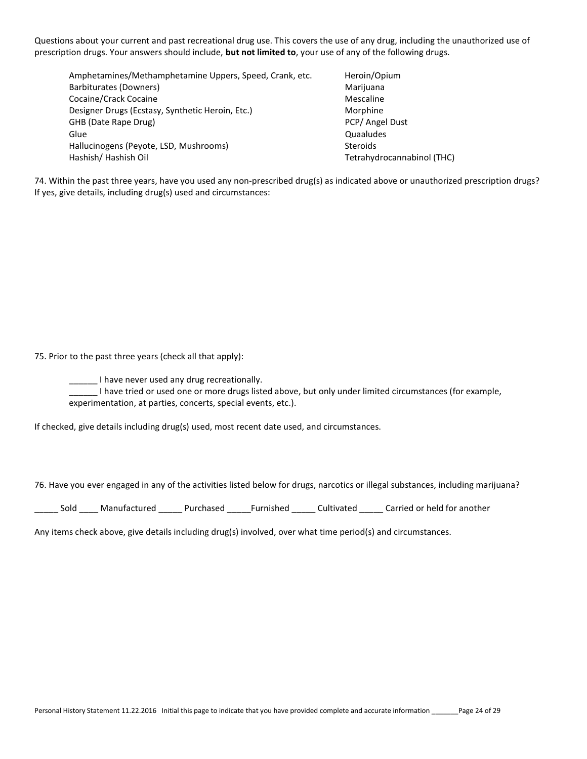Questions about your current and past recreational drug use. This covers the use of any drug, including the unauthorized use of prescription drugs. Your answers should include, **but not limited to**, your use of any of the following drugs.

- Amphetamines/Methamphetamine Uppers, Speed, Crank, etc.
- Barbiturates (Downers)
- Cocaine/Crack Cocaine
- Designer Drugs (Ecstasy, Synthetic Heroin, Etc.)
- GHB (Date Rape Drug)
- Glue
- Hallucinogens (Peyote, LSD, Mushrooms)
- Hashish/ Hashish Oil
- Heroin/Opium
- Marijuana
- Mescaline
- Morphine
- PCP/ Angel Dust
- Quaaludes
- Steroids
- Tetrahydrocannabinol (THC)

74. Within the past three years, have you used any non-prescribed drug(s) as indicated above or unauthorized prescription drugs? If yes, give details, including drug(s) used and circumstances:

75. Prior to the past three years (check all that apply):

______ I have never used any drug recreationally.
______ I have tried or used one or more drugs listed above, but only under limited circumstances (for example, experimentation, at parties, concerts, special events, etc.).

If checked, give details including drug(s) used, most recent date used, and circumstances.

76. Have you ever engaged in any of the activities listed below for drugs, narcotics or illegal substances, including marijuana?

_____ Sold ____ Manufactured _____ Purchased _____Furnished _____ Cultivated _____ Carried or held for another

Any items check above, give details including drug(s) involved, over what time period(s) and circumstances.

Personal History Statement 11.22.2016 Initial this page to indicate that you have provided complete and accurate information _______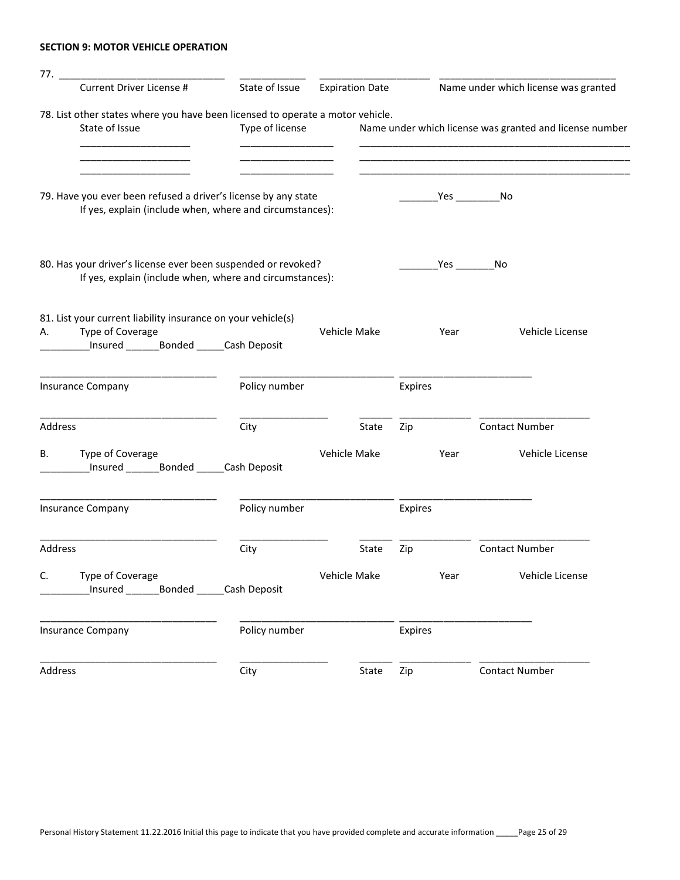**SECTION 9: MOTOR VEHICLE OPERATION**

77. ______________________________ ____________ ____________________ ________________________________

Current Driver License # | State of Issue | Expiration Date | Name under which license was granted

78. List other states where you have been licensed to operate a motor vehicle.

| State of Issue | Type of license | Name under which license was granted and license number |
|---|---|---|
| ____________________ | ________________ | __________________________________________________ |
| ____________________ | ________________ | __________________________________________________ |
| ____________________ | ________________ | __________________________________________________ |

79. Have you ever been refused a driver's license by any state _______Yes ________No

If yes, explain (include when, where and circumstances):

80. Has your driver's license ever been suspended or revoked? _______Yes _______No

If yes, explain (include when, where and circumstances):

81. List your current liability insurance on your vehicle(s)

A. Type of Coverage — Vehicle Make — Year — Vehicle License

_________Insured ______Bonded _____Cash Deposit

________________________________ ____________________________ ________________________

Insurance Company — Policy number — Expires

________________________________ ________________ ______ _____________ ____________________

Address — City — State — Zip — Contact Number

B. Type of Coverage — Vehicle Make — Year — Vehicle License

_________Insured ______Bonded _____Cash Deposit

________________________________ ____________________________ ________________________

Insurance Company — Policy number — Expires

________________________________ ________________ ______ _____________ ____________________

Address — City — State — Zip — Contact Number

C. Type of Coverage — Vehicle Make — Year — Vehicle License

_________Insured ______Bonded _____Cash Deposit

________________________________ ____________________________ ________________________

Insurance Company — Policy number — Expires

________________________________ ________________ ______ _____________ ____________________

Address — City — State — Zip — Contact Number

Personal History Statement 11.22.2016 Initial this page to indicate that you have provided complete and accurate information _____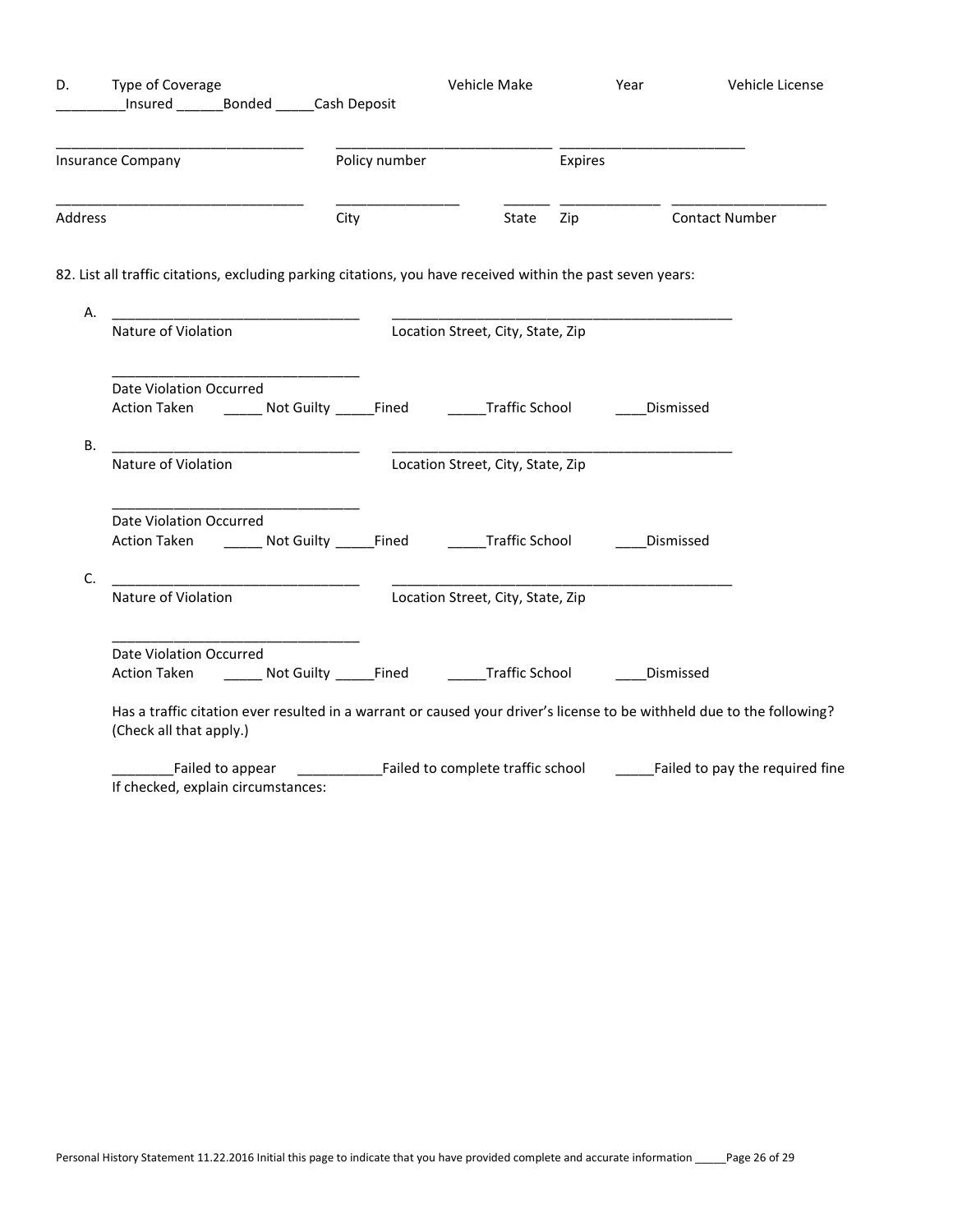D. Type of Coverage Vehicle Make Year Vehicle License

_________Insured ______Bonded _____Cash Deposit

________________________________ ____________________________ ________________________

Insurance Company Policy number Expires

________________________________ ________________ ______ _____________ ____________________

Address City State Zip Contact Number

82. List all traffic citations, excluding parking citations, you have received within the past seven years:

A. ________________________________ ____________________________________________

Nature of Violation Location Street, City, State, Zip

________________________________

Date Violation Occurred

Action Taken _____ Not Guilty _____Fined _____Traffic School ____Dismissed

B. ________________________________ ____________________________________________

Nature of Violation Location Street, City, State, Zip

________________________________

Date Violation Occurred

Action Taken _____ Not Guilty _____Fined _____Traffic School ____Dismissed

C. ________________________________ ____________________________________________

Nature of Violation Location Street, City, State, Zip

________________________________

Date Violation Occurred

Action Taken _____ Not Guilty _____Fined _____Traffic School ____Dismissed

Has a traffic citation ever resulted in a warrant or caused your driver's license to be withheld due to the following? (Check all that apply.)

________Failed to appear ___________Failed to complete traffic school _____Failed to pay the required fine

If checked, explain circumstances:

Personal History Statement 11.22.2016 Initial this page to indicate that you have provided complete and accurate information _____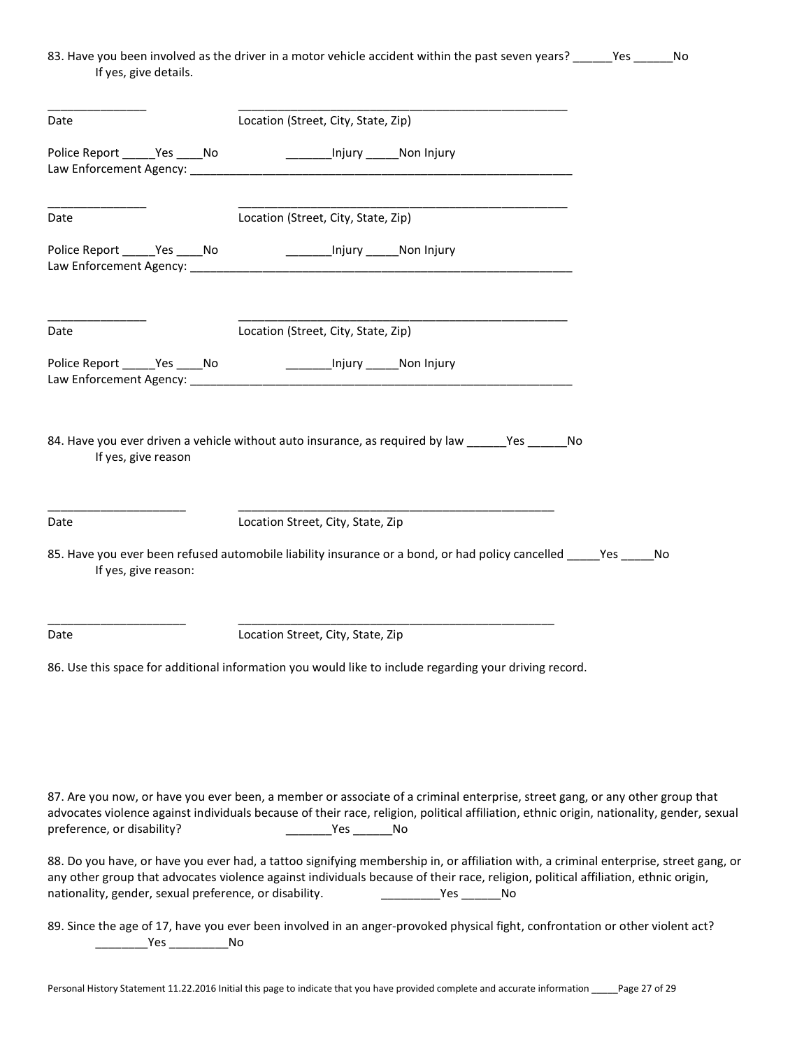83. Have you been involved as the driver in a motor vehicle accident within the past seven years? ______Yes ______No
If yes, give details.

_______________ _____________________________________________________
Date Location (Street, City, State, Zip)

Police Report _____Yes _____No _______Injury _____Non Injury
Law Enforcement Agency: _____________________________________________________________

_______________ _____________________________________________________
Date Location (Street, City, State, Zip)

Police Report _____Yes _____No _______Injury _____Non Injury
Law Enforcement Agency: _____________________________________________________________

_______________ _____________________________________________________
Date Location (Street, City, State, Zip)

Police Report _____Yes _____No _______Injury _____Non Injury
Law Enforcement Agency: _____________________________________________________________

84. Have you ever driven a vehicle without auto insurance, as required by law ______Yes ______No
If yes, give reason

_____________________ ___________________________________________________
Date Location Street, City, State, Zip

85. Have you ever been refused automobile liability insurance or a bond, or had policy cancelled _____Yes _____No
If yes, give reason:

_____________________ ___________________________________________________
Date Location Street, City, State, Zip

86. Use this space for additional information you would like to include regarding your driving record.

87. Are you now, or have you ever been, a member or associate of a criminal enterprise, street gang, or any other group that advocates violence against individuals because of their race, religion, political affiliation, ethnic origin, nationality, gender, sexual preference, or disability? _______Yes ______No

88. Do you have, or have you ever had, a tattoo signifying membership in, or affiliation with, a criminal enterprise, street gang, or any other group that advocates violence against individuals because of their race, religion, political affiliation, ethnic origin, nationality, gender, sexual preference, or disability. _________Yes ______No

89. Since the age of 17, have you ever been involved in an anger-provoked physical fight, confrontation or other violent act?
________Yes _________No

Personal History Statement 11.22.2016 Initial this page to indicate that you have provided complete and accurate information _____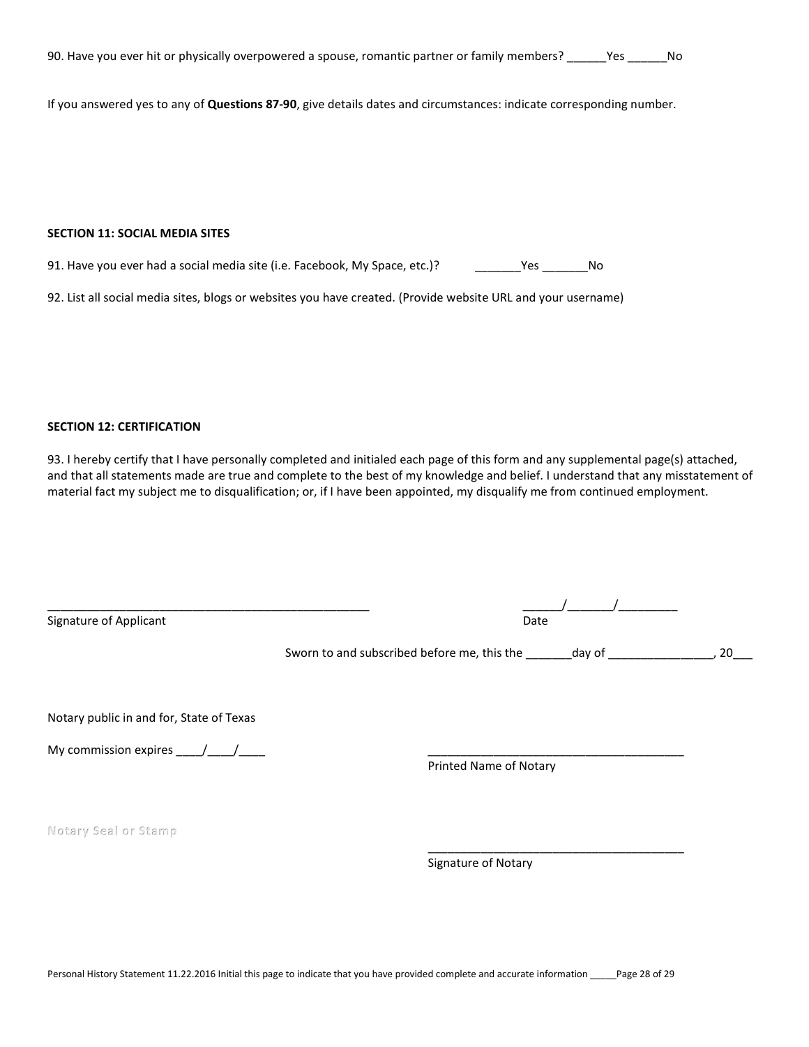90. Have you ever hit or physically overpowered a spouse, romantic partner or family members? ______Yes ______No

If you answered yes to any of **Questions 87-90**, give details dates and circumstances: indicate corresponding number.

**SECTION 11: SOCIAL MEDIA SITES**

91. Have you ever had a social media site (i.e. Facebook, My Space, etc.)? _______Yes _______No

92. List all social media sites, blogs or websites you have created. (Provide website URL and your username)

**SECTION 12: CERTIFICATION**

93. I hereby certify that I have personally completed and initialed each page of this form and any supplemental page(s) attached, and that all statements made are true and complete to the best of my knowledge and belief. I understand that any misstatement of material fact my subject me to disqualification; or, if I have been appointed, my disqualify me from continued employment.

_________________________________________________ ______/_______/_________

Signature of Applicant Date

Sworn to and subscribed before me, this the _______day of ________________, 20___

Notary public in and for, State of Texas

My commission expires ____/____/____

_______________________________________

Printed Name of Notary

Notary Seal or Stamp

_______________________________________

Signature of Notary

Personal History Statement 11.22.2016 Initial this page to indicate that you have provided complete and accurate information _____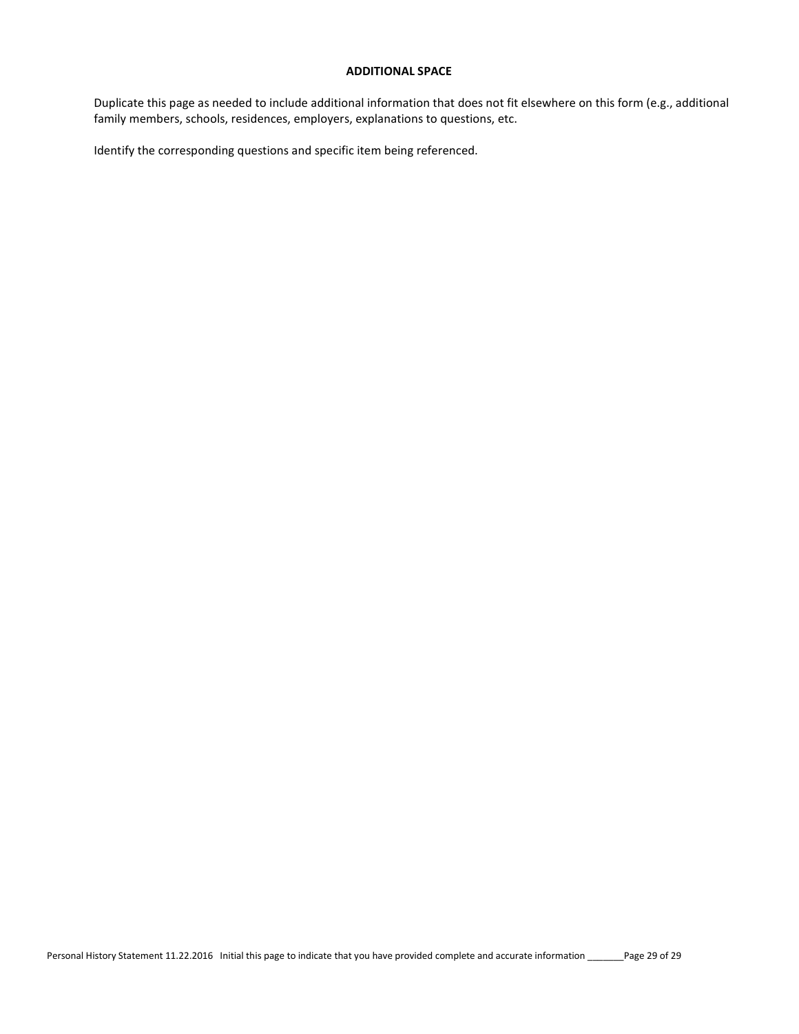**ADDITIONAL SPACE**

Duplicate this page as needed to include additional information that does not fit elsewhere on this form (e.g., additional family members, schools, residences, employers, explanations to questions, etc.

Identify the corresponding questions and specific item being referenced.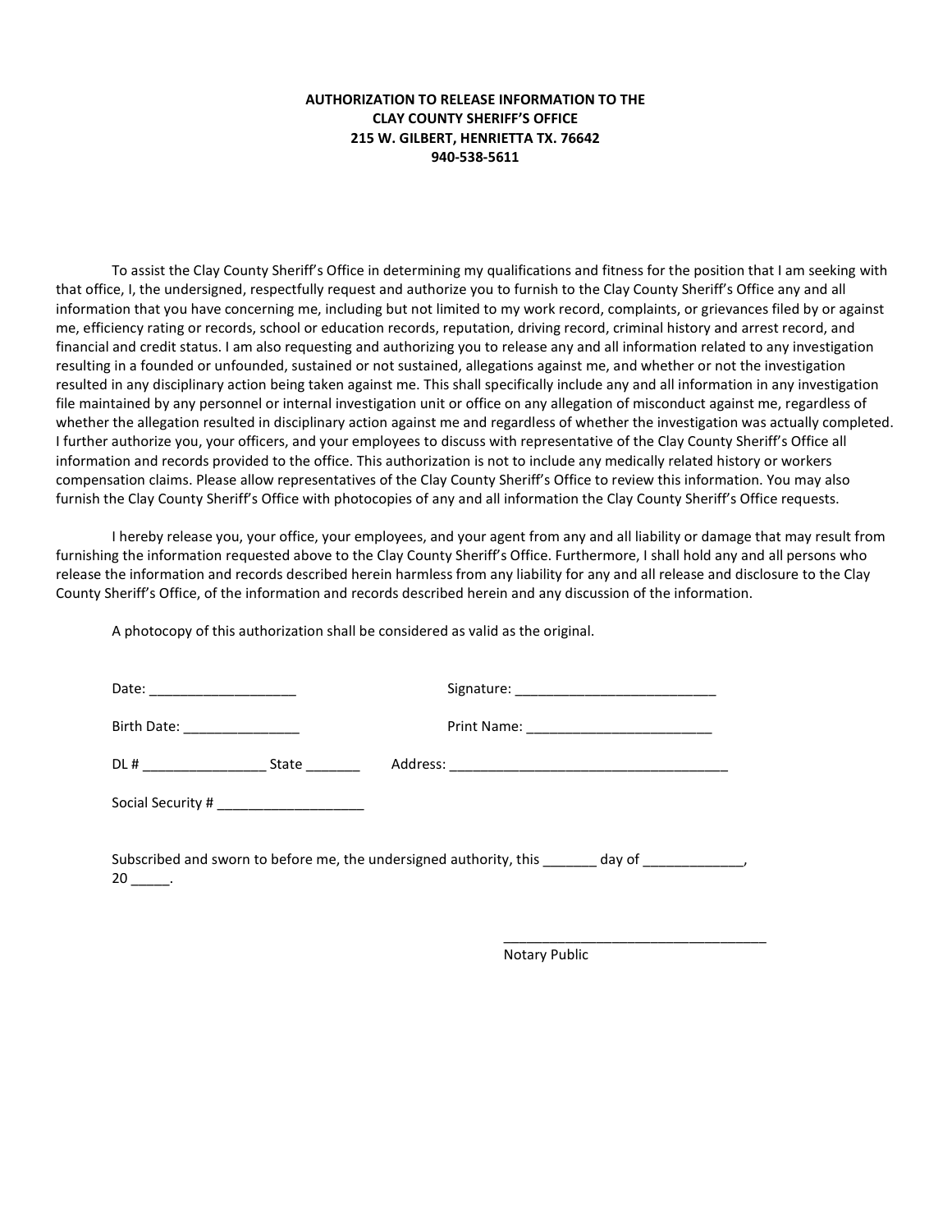**AUTHORIZATION TO RELEASE INFORMATION TO THE**
**CLAY COUNTY SHERIFF'S OFFICE**
**215 W. GILBERT, HENRIETTA TX. 76642**
**940-538-5611**

To assist the Clay County Sheriff's Office in determining my qualifications and fitness for the position that I am seeking with that office, I, the undersigned, respectfully request and authorize you to furnish to the Clay County Sheriff's Office any and all information that you have concerning me, including but not limited to my work record, complaints, or grievances filed by or against me, efficiency rating or records, school or education records, reputation, driving record, criminal history and arrest record, and financial and credit status. I am also requesting and authorizing you to release any and all information related to any investigation resulting in a founded or unfounded, sustained or not sustained, allegations against me, and whether or not the investigation resulted in any disciplinary action being taken against me. This shall specifically include any and all information in any investigation file maintained by any personnel or internal investigation unit or office on any allegation of misconduct against me, regardless of whether the allegation resulted in disciplinary action against me and regardless of whether the investigation was actually completed. I further authorize you, your officers, and your employees to discuss with representative of the Clay County Sheriff's Office all information and records provided to the office. This authorization is not to include any medically related history or workers compensation claims. Please allow representatives of the Clay County Sheriff's Office to review this information. You may also furnish the Clay County Sheriff's Office with photocopies of any and all information the Clay County Sheriff's Office requests.

I hereby release you, your office, your employees, and your agent from any and all liability or damage that may result from furnishing the information requested above to the Clay County Sheriff's Office. Furthermore, I shall hold any and all persons who release the information and records described herein harmless from any liability for any and all release and disclosure to the Clay County Sheriff's Office, of the information and records described herein and any discussion of the information.

A photocopy of this authorization shall be considered as valid as the original.

Date: ___________________ Signature: __________________________

Birth Date: _______________ Print Name: ________________________

DL # ________________ State _______ Address: ____________________________________

Social Security # ___________________

Subscribed and sworn to before me, the undersigned authority, this _______ day of _____________, 20 _____.

__________________________________
Notary Public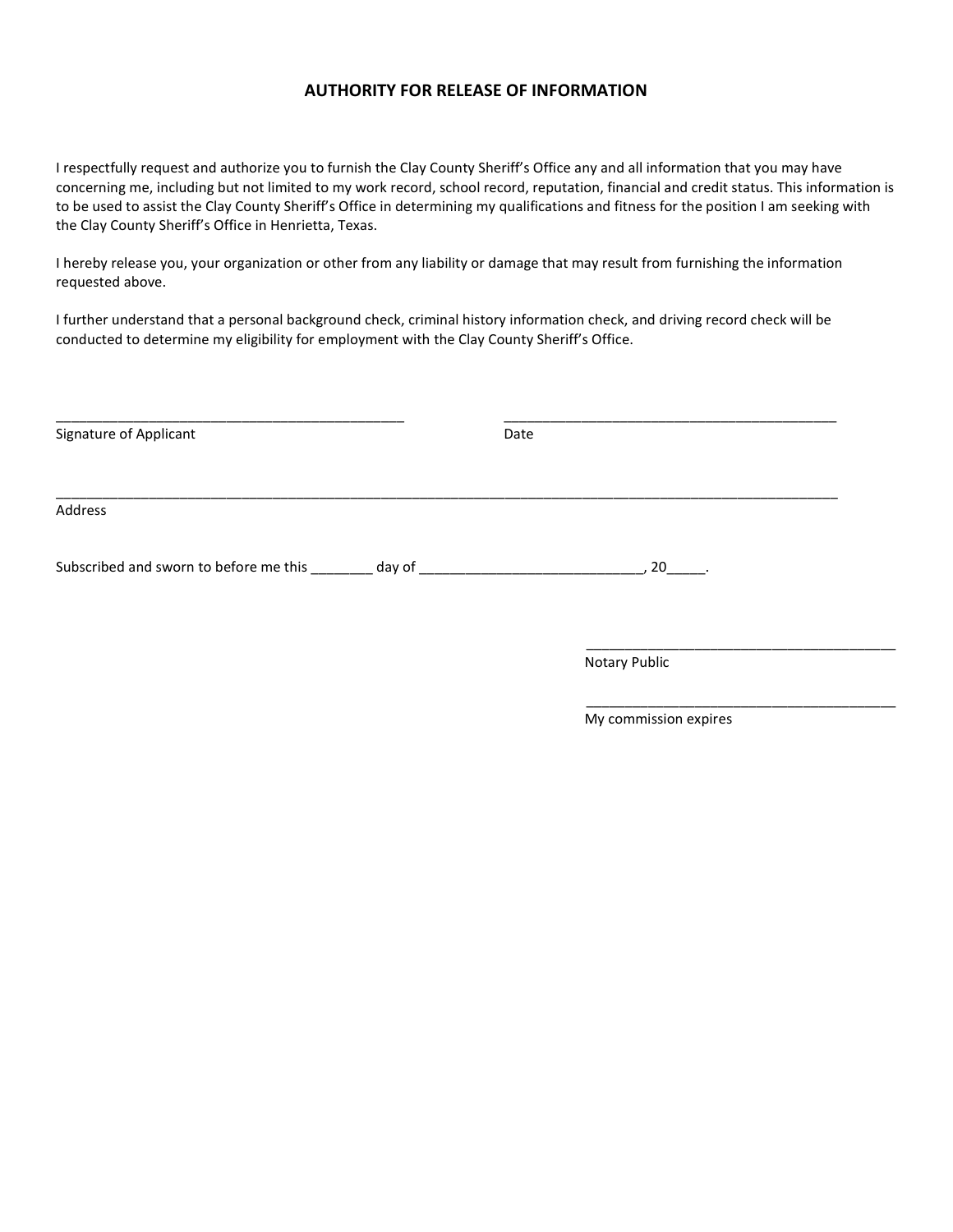# AUTHORITY FOR RELEASE OF INFORMATION

I respectfully request and authorize you to furnish the Clay County Sheriff's Office any and all information that you may have concerning me, including but not limited to my work record, school record, reputation, financial and credit status. This information is to be used to assist the Clay County Sheriff's Office in determining my qualifications and fitness for the position I am seeking with the Clay County Sheriff's Office in Henrietta, Texas.

I hereby release you, your organization or other from any liability or damage that may result from furnishing the information requested above.

I further understand that a personal background check, criminal history information check, and driving record check will be conducted to determine my eligibility for employment with the Clay County Sheriff's Office.

_____________________________________________ Signature of Applicant

_____________________________________________ Date

______________________________________________________________________________________________ Address

Subscribed and sworn to before me this ________ day of ____________________________, 20_____.

_________________________________________ Notary Public

_________________________________________ My commission expires